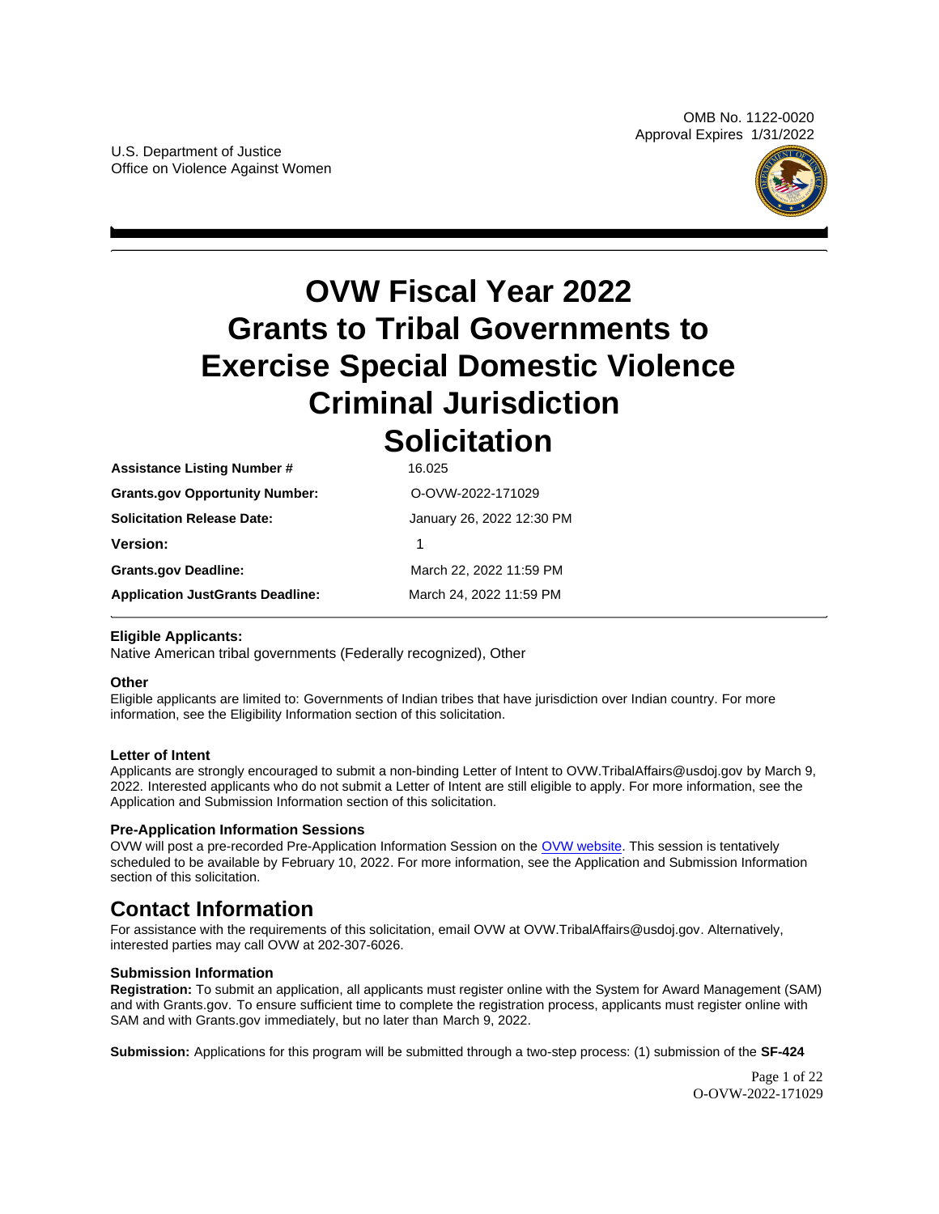OMB No. 1122-0020
Approval Expires 1/31/2022

U.S. Department of Justice
Office on Violence Against Women

# OVW Fiscal Year 2022 Grants to Tribal Governments to Exercise Special Domestic Violence Criminal Jurisdiction Solicitation

| | |
|---|---|
| **Assistance Listing Number #** | 16.025 |
| **Grants.gov Opportunity Number:** | O-OVW-2022-171029 |
| **Solicitation Release Date:** | January 26, 2022 12:30 PM |
| **Version:** | 1 |
| **Grants.gov Deadline:** | March 22, 2022 11:59 PM |
| **Application JustGrants Deadline:** | March 24, 2022 11:59 PM |

### Eligible Applicants:

Native American tribal governments (Federally recognized), Other

### Other

Eligible applicants are limited to: Governments of Indian tribes that have jurisdiction over Indian country. For more information, see the Eligibility Information section of this solicitation.

### Letter of Intent

Applicants are strongly encouraged to submit a non-binding Letter of Intent to OVW.TribalAffairs@usdoj.gov by March 9, 2022. Interested applicants who do not submit a Letter of Intent are still eligible to apply. For more information, see the Application and Submission Information section of this solicitation.

### Pre-Application Information Sessions

OVW will post a pre-recorded Pre-Application Information Session on the OVW website. This session is tentatively scheduled to be available by February 10, 2022. For more information, see the Application and Submission Information section of this solicitation.

## Contact Information

For assistance with the requirements of this solicitation, email OVW at OVW.TribalAffairs@usdoj.gov. Alternatively, interested parties may call OVW at 202-307-6026.

### Submission Information

**Registration:** To submit an application, all applicants must register online with the System for Award Management (SAM) and with Grants.gov. To ensure sufficient time to complete the registration process, applicants must register online with SAM and with Grants.gov immediately, but no later than March 9, 2022.

**Submission:** Applications for this program will be submitted through a two-step process: (1) submission of the **SF-424**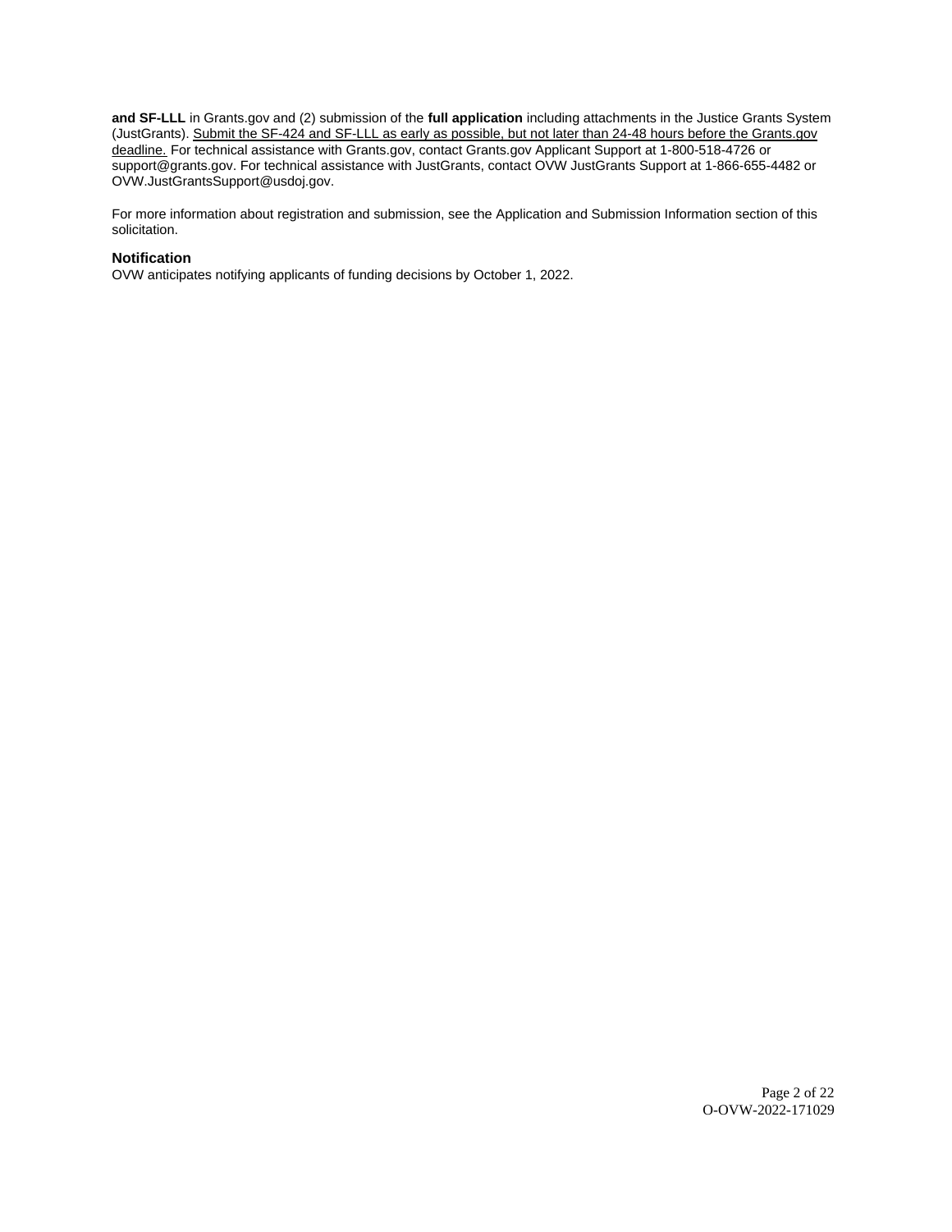**and SF-LLL** in Grants.gov and (2) submission of the **full application** including attachments in the Justice Grants System (JustGrants). Submit the SF-424 and SF-LLL as early as possible, but not later than 24-48 hours before the Grants.gov deadline. For technical assistance with Grants.gov, contact Grants.gov Applicant Support at 1-800-518-4726 or support@grants.gov. For technical assistance with JustGrants, contact OVW JustGrants Support at 1-866-655-4482 or OVW.JustGrantsSupport@usdoj.gov.

For more information about registration and submission, see the Application and Submission Information section of this solicitation.

### Notification

OVW anticipates notifying applicants of funding decisions by October 1, 2022.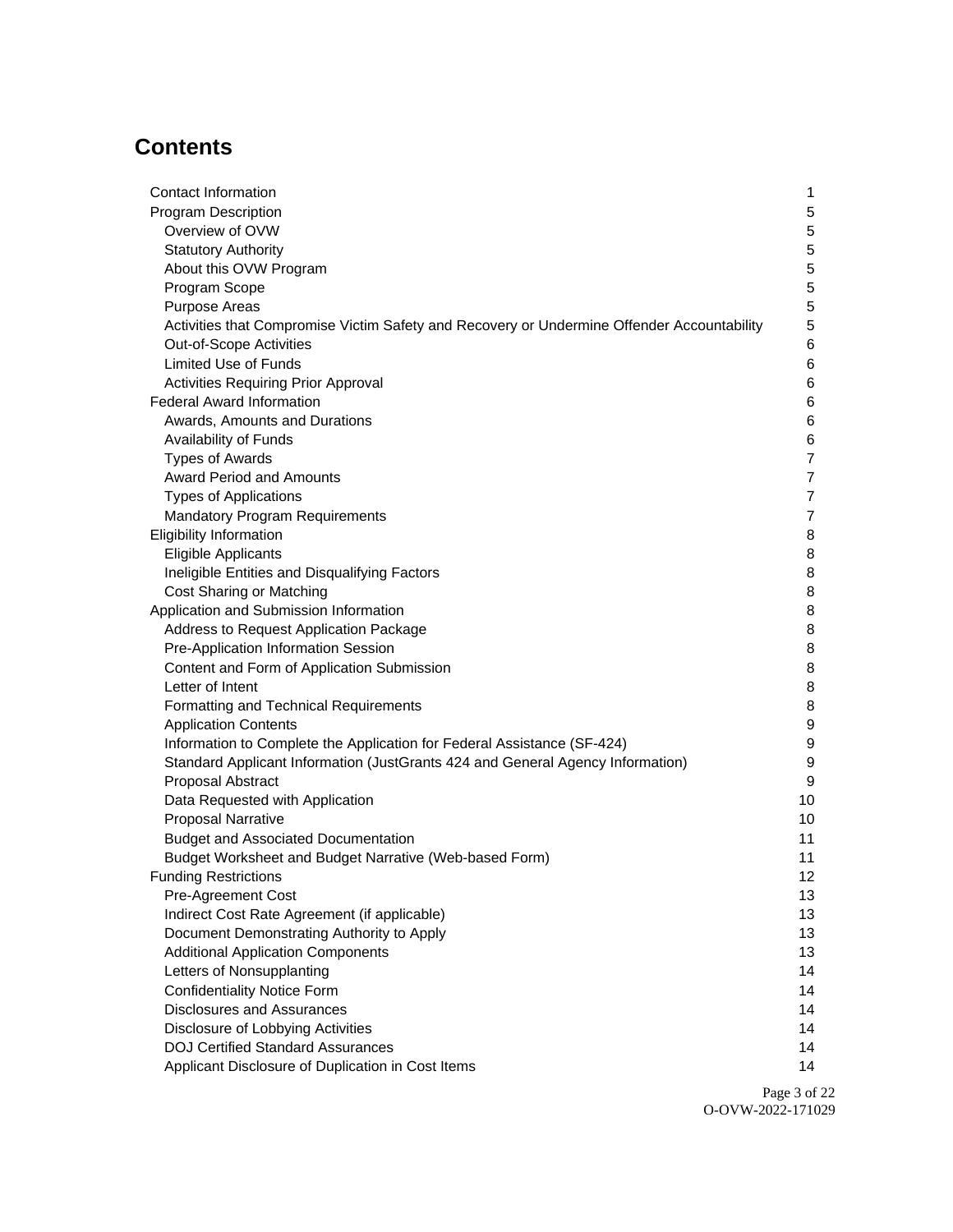## Contents

- Contact Information 1
- Program Description 5
  - Overview of OVW 5
  - Statutory Authority 5
  - About this OVW Program 5
  - Program Scope 5
  - Purpose Areas 5
  - Activities that Compromise Victim Safety and Recovery or Undermine Offender Accountability 5
  - Out-of-Scope Activities 6
  - Limited Use of Funds 6
  - Activities Requiring Prior Approval 6
- Federal Award Information 6
  - Awards, Amounts and Durations 6
  - Availability of Funds 6
  - Types of Awards 7
  - Award Period and Amounts 7
  - Types of Applications 7
  - Mandatory Program Requirements 7
- Eligibility Information 8
  - Eligible Applicants 8
  - Ineligible Entities and Disqualifying Factors 8
  - Cost Sharing or Matching 8
- Application and Submission Information 8
  - Address to Request Application Package 8
  - Pre-Application Information Session 8
  - Content and Form of Application Submission 8
  - Letter of Intent 8
  - Formatting and Technical Requirements 8
  - Application Contents 9
  - Information to Complete the Application for Federal Assistance (SF-424) 9
  - Standard Applicant Information (JustGrants 424 and General Agency Information) 9
  - Proposal Abstract 9
  - Data Requested with Application 10
  - Proposal Narrative 10
  - Budget and Associated Documentation 11
  - Budget Worksheet and Budget Narrative (Web-based Form) 11
- Funding Restrictions 12
  - Pre-Agreement Cost 13
  - Indirect Cost Rate Agreement (if applicable) 13
  - Document Demonstrating Authority to Apply 13
  - Additional Application Components 13
  - Letters of Nonsupplanting 14
  - Confidentiality Notice Form 14
  - Disclosures and Assurances 14
  - Disclosure of Lobbying Activities 14
  - DOJ Certified Standard Assurances 14
  - Applicant Disclosure of Duplication in Cost Items 14

O-OVW-2022-171029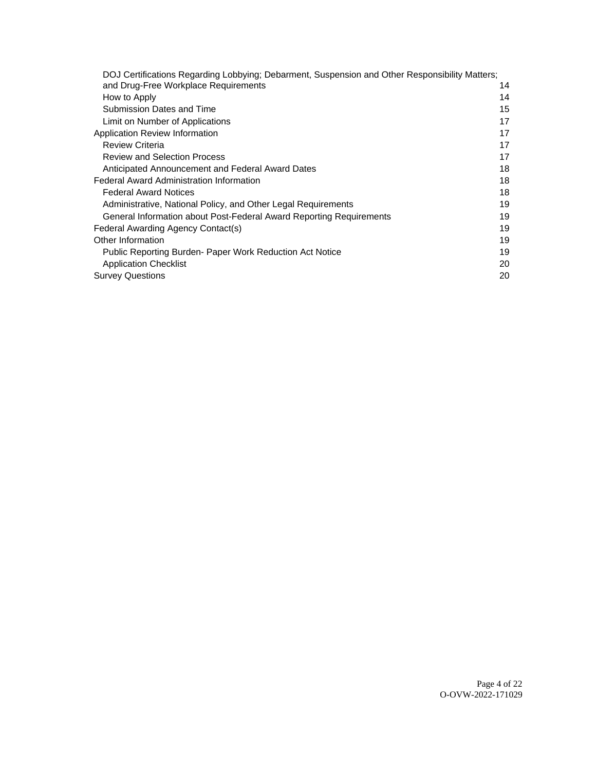- DOJ Certifications Regarding Lobbying; Debarment, Suspension and Other Responsibility Matters; and Drug-Free Workplace Requirements 14
- How to Apply 14
- Submission Dates and Time 15
- Limit on Number of Applications 17

Application Review Information 17

- Review Criteria 17
- Review and Selection Process 17
- Anticipated Announcement and Federal Award Dates 18

Federal Award Administration Information 18

- Federal Award Notices 18
- Administrative, National Policy, and Other Legal Requirements 19
- General Information about Post-Federal Award Reporting Requirements 19

Federal Awarding Agency Contact(s) 19

Other Information 19

- Public Reporting Burden- Paper Work Reduction Act Notice 19
- Application Checklist 20

Survey Questions 20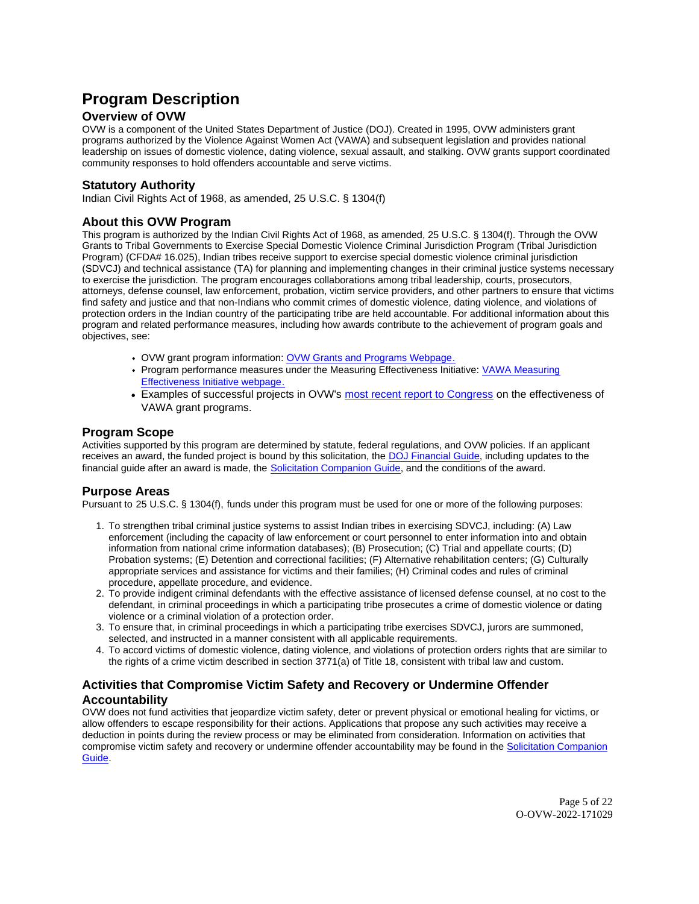# Program Description

## Overview of OVW

OVW is a component of the United States Department of Justice (DOJ). Created in 1995, OVW administers grant programs authorized by the Violence Against Women Act (VAWA) and subsequent legislation and provides national leadership on issues of domestic violence, dating violence, sexual assault, and stalking. OVW grants support coordinated community responses to hold offenders accountable and serve victims.

## Statutory Authority

Indian Civil Rights Act of 1968, as amended, 25 U.S.C. § 1304(f)

## About this OVW Program

This program is authorized by the Indian Civil Rights Act of 1968, as amended, 25 U.S.C. § 1304(f). Through the OVW Grants to Tribal Governments to Exercise Special Domestic Violence Criminal Jurisdiction Program (Tribal Jurisdiction Program) (CFDA# 16.025), Indian tribes receive support to exercise special domestic violence criminal jurisdiction (SDVCJ) and technical assistance (TA) for planning and implementing changes in their criminal justice systems necessary to exercise the jurisdiction. The program encourages collaborations among tribal leadership, courts, prosecutors, attorneys, defense counsel, law enforcement, probation, victim service providers, and other partners to ensure that victims find safety and justice and that non-Indians who commit crimes of domestic violence, dating violence, and violations of protection orders in the Indian country of the participating tribe are held accountable. For additional information about this program and related performance measures, including how awards contribute to the achievement of program goals and objectives, see:

- OVW grant program information: OVW Grants and Programs Webpage.
- Program performance measures under the Measuring Effectiveness Initiative: VAWA Measuring Effectiveness Initiative webpage.
- Examples of successful projects in OVW's most recent report to Congress on the effectiveness of VAWA grant programs.

## Program Scope

Activities supported by this program are determined by statute, federal regulations, and OVW policies. If an applicant receives an award, the funded project is bound by this solicitation, the DOJ Financial Guide, including updates to the financial guide after an award is made, the Solicitation Companion Guide, and the conditions of the award.

## Purpose Areas

Pursuant to 25 U.S.C. § 1304(f), funds under this program must be used for one or more of the following purposes:

1. To strengthen tribal criminal justice systems to assist Indian tribes in exercising SDVCJ, including: (A) Law enforcement (including the capacity of law enforcement or court personnel to enter information into and obtain information from national crime information databases); (B) Prosecution; (C) Trial and appellate courts; (D) Probation systems; (E) Detention and correctional facilities; (F) Alternative rehabilitation centers; (G) Culturally appropriate services and assistance for victims and their families; (H) Criminal codes and rules of criminal procedure, appellate procedure, and evidence.
2. To provide indigent criminal defendants with the effective assistance of licensed defense counsel, at no cost to the defendant, in criminal proceedings in which a participating tribe prosecutes a crime of domestic violence or dating violence or a criminal violation of a protection order.
3. To ensure that, in criminal proceedings in which a participating tribe exercises SDVCJ, jurors are summoned, selected, and instructed in a manner consistent with all applicable requirements.
4. To accord victims of domestic violence, dating violence, and violations of protection orders rights that are similar to the rights of a crime victim described in section 3771(a) of Title 18, consistent with tribal law and custom.

## Activities that Compromise Victim Safety and Recovery or Undermine Offender Accountability

OVW does not fund activities that jeopardize victim safety, deter or prevent physical or emotional healing for victims, or allow offenders to escape responsibility for their actions. Applications that propose any such activities may receive a deduction in points during the review process or may be eliminated from consideration. Information on activities that compromise victim safety and recovery or undermine offender accountability may be found in the Solicitation Companion Guide.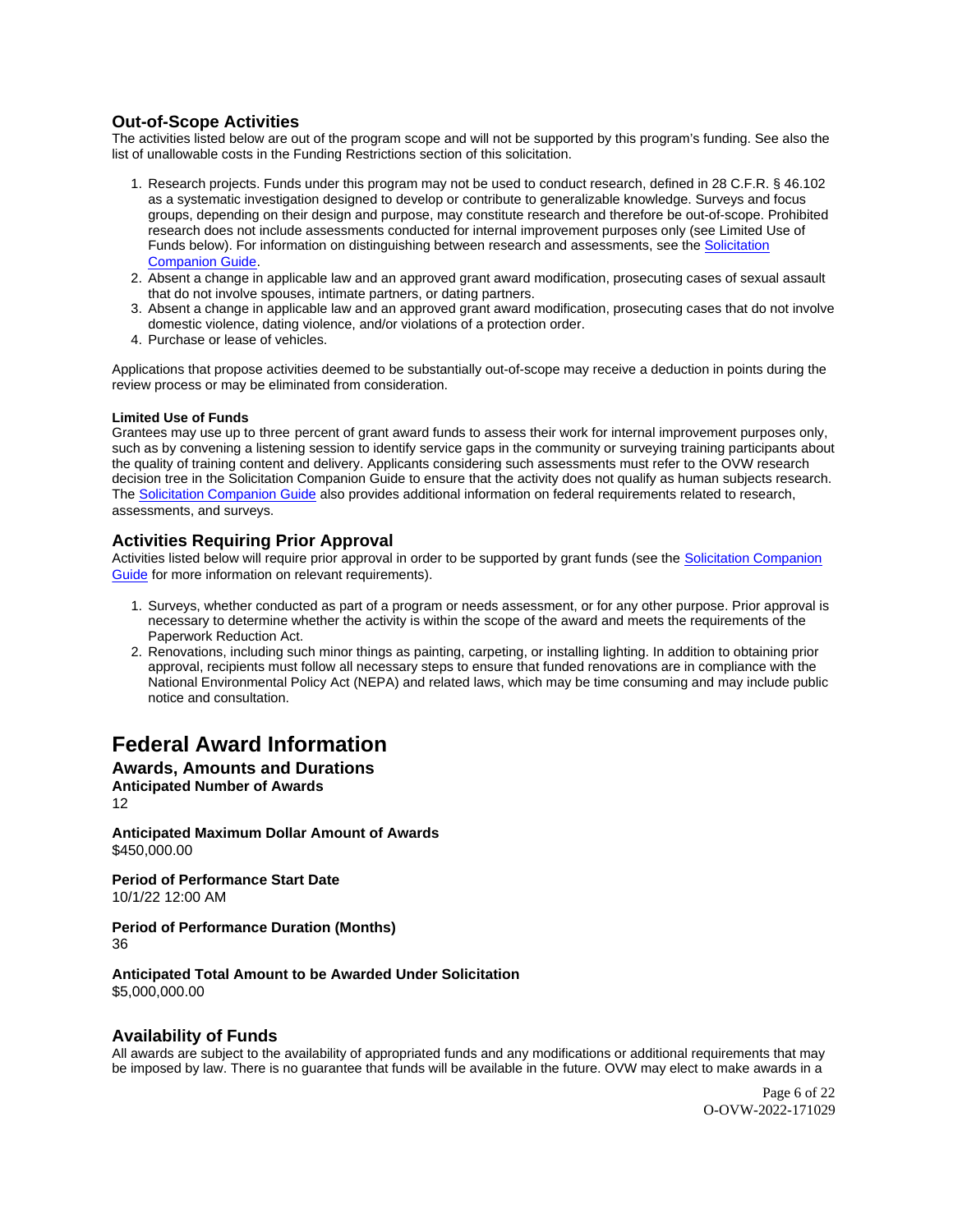## Out-of-Scope Activities

The activities listed below are out of the program scope and will not be supported by this program's funding. See also the list of unallowable costs in the Funding Restrictions section of this solicitation.

1. Research projects. Funds under this program may not be used to conduct research, defined in 28 C.F.R. § 46.102 as a systematic investigation designed to develop or contribute to generalizable knowledge. Surveys and focus groups, depending on their design and purpose, may constitute research and therefore be out-of-scope. Prohibited research does not include assessments conducted for internal improvement purposes only (see Limited Use of Funds below). For information on distinguishing between research and assessments, see the Solicitation Companion Guide.
2. Absent a change in applicable law and an approved grant award modification, prosecuting cases of sexual assault that do not involve spouses, intimate partners, or dating partners.
3. Absent a change in applicable law and an approved grant award modification, prosecuting cases that do not involve domestic violence, dating violence, and/or violations of a protection order.
4. Purchase or lease of vehicles.

Applications that propose activities deemed to be substantially out-of-scope may receive a deduction in points during the review process or may be eliminated from consideration.

**Limited Use of Funds**

Grantees may use up to three percent of grant award funds to assess their work for internal improvement purposes only, such as by convening a listening session to identify service gaps in the community or surveying training participants about the quality of training content and delivery. Applicants considering such assessments must refer to the OVW research decision tree in the Solicitation Companion Guide to ensure that the activity does not qualify as human subjects research. The Solicitation Companion Guide also provides additional information on federal requirements related to research, assessments, and surveys.

## Activities Requiring Prior Approval

Activities listed below will require prior approval in order to be supported by grant funds (see the Solicitation Companion Guide for more information on relevant requirements).

1. Surveys, whether conducted as part of a program or needs assessment, or for any other purpose. Prior approval is necessary to determine whether the activity is within the scope of the award and meets the requirements of the Paperwork Reduction Act.
2. Renovations, including such minor things as painting, carpeting, or installing lighting. In addition to obtaining prior approval, recipients must follow all necessary steps to ensure that funded renovations are in compliance with the National Environmental Policy Act (NEPA) and related laws, which may be time consuming and may include public notice and consultation.

# Federal Award Information

## Awards, Amounts and Durations

**Anticipated Number of Awards**

12

**Anticipated Maximum Dollar Amount of Awards**

$450,000.00

**Period of Performance Start Date**

10/1/22 12:00 AM

**Period of Performance Duration (Months)**

36

**Anticipated Total Amount to be Awarded Under Solicitation**

$5,000,000.00

## Availability of Funds

All awards are subject to the availability of appropriated funds and any modifications or additional requirements that may be imposed by law. There is no guarantee that funds will be available in the future. OVW may elect to make awards in a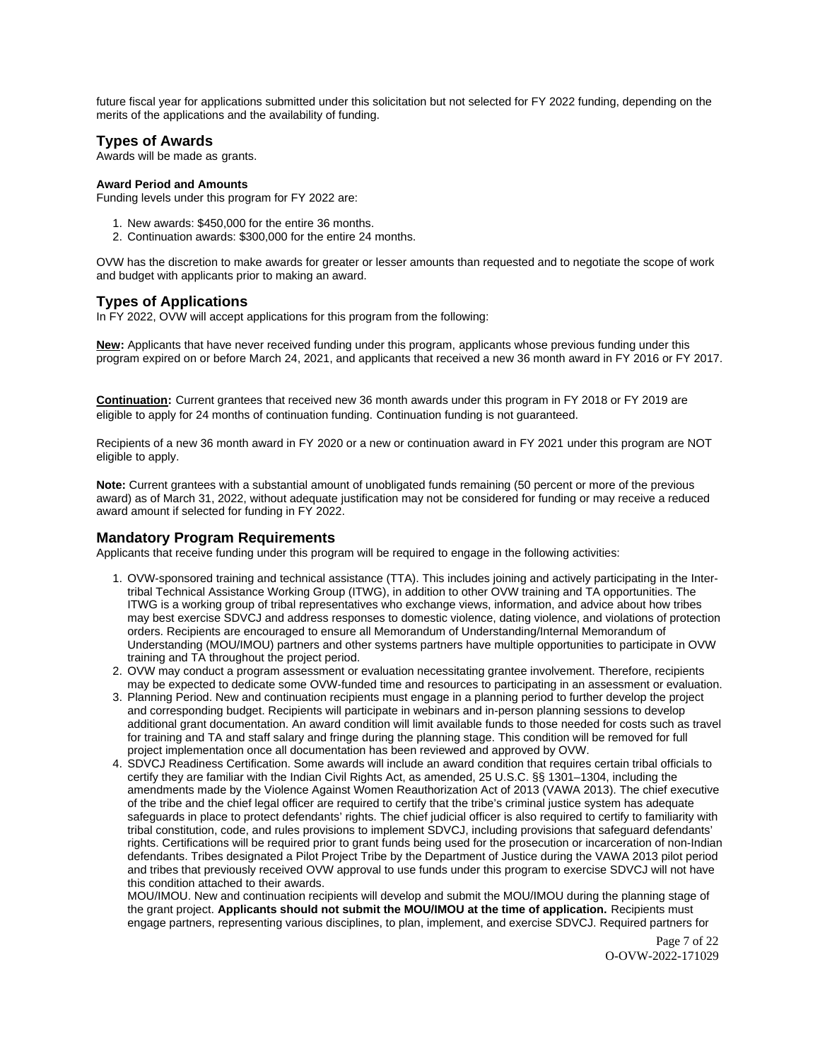future fiscal year for applications submitted under this solicitation but not selected for FY 2022 funding, depending on the merits of the applications and the availability of funding.

## Types of Awards

Awards will be made as grants.

#### Award Period and Amounts

Funding levels under this program for FY 2022 are:

1. New awards: $450,000 for the entire 36 months.
2. Continuation awards: $300,000 for the entire 24 months.

OVW has the discretion to make awards for greater or lesser amounts than requested and to negotiate the scope of work and budget with applicants prior to making an award.

## Types of Applications

In FY 2022, OVW will accept applications for this program from the following:

**New:** Applicants that have never received funding under this program, applicants whose previous funding under this program expired on or before March 24, 2021, and applicants that received a new 36 month award in FY 2016 or FY 2017.

**Continuation:** Current grantees that received new 36 month awards under this program in FY 2018 or FY 2019 are eligible to apply for 24 months of continuation funding. Continuation funding is not guaranteed.

Recipients of a new 36 month award in FY 2020 or a new or continuation award in FY 2021 under this program are NOT eligible to apply.

**Note:** Current grantees with a substantial amount of unobligated funds remaining (50 percent or more of the previous award) as of March 31, 2022, without adequate justification may not be considered for funding or may receive a reduced award amount if selected for funding in FY 2022.

## Mandatory Program Requirements

Applicants that receive funding under this program will be required to engage in the following activities:

1. OVW-sponsored training and technical assistance (TTA). This includes joining and actively participating in the Inter-tribal Technical Assistance Working Group (ITWG), in addition to other OVW training and TA opportunities. The ITWG is a working group of tribal representatives who exchange views, information, and advice about how tribes may best exercise SDVCJ and address responses to domestic violence, dating violence, and violations of protection orders. Recipients are encouraged to ensure all Memorandum of Understanding/Internal Memorandum of Understanding (MOU/IMOU) partners and other systems partners have multiple opportunities to participate in OVW training and TA throughout the project period.
2. OVW may conduct a program assessment or evaluation necessitating grantee involvement. Therefore, recipients may be expected to dedicate some OVW-funded time and resources to participating in an assessment or evaluation.
3. Planning Period. New and continuation recipients must engage in a planning period to further develop the project and corresponding budget. Recipients will participate in webinars and in-person planning sessions to develop additional grant documentation. An award condition will limit available funds to those needed for costs such as travel for training and TA and staff salary and fringe during the planning stage. This condition will be removed for full project implementation once all documentation has been reviewed and approved by OVW.
4. SDVCJ Readiness Certification. Some awards will include an award condition that requires certain tribal officials to certify they are familiar with the Indian Civil Rights Act, as amended, 25 U.S.C. §§ 1301–1304, including the amendments made by the Violence Against Women Reauthorization Act of 2013 (VAWA 2013). The chief executive of the tribe and the chief legal officer are required to certify that the tribe's criminal justice system has adequate safeguards in place to protect defendants' rights. The chief judicial officer is also required to certify to familiarity with tribal constitution, code, and rules provisions to implement SDVCJ, including provisions that safeguard defendants' rights. Certifications will be required prior to grant funds being used for the prosecution or incarceration of non-Indian defendants. Tribes designated a Pilot Project Tribe by the Department of Justice during the VAWA 2013 pilot period and tribes that previously received OVW approval to use funds under this program to exercise SDVCJ will not have this condition attached to their awards.

   MOU/IMOU. New and continuation recipients will develop and submit the MOU/IMOU during the planning stage of the grant project. **Applicants should not submit the MOU/IMOU at the time of application.** Recipients must engage partners, representing various disciplines, to plan, implement, and exercise SDVCJ. Required partners for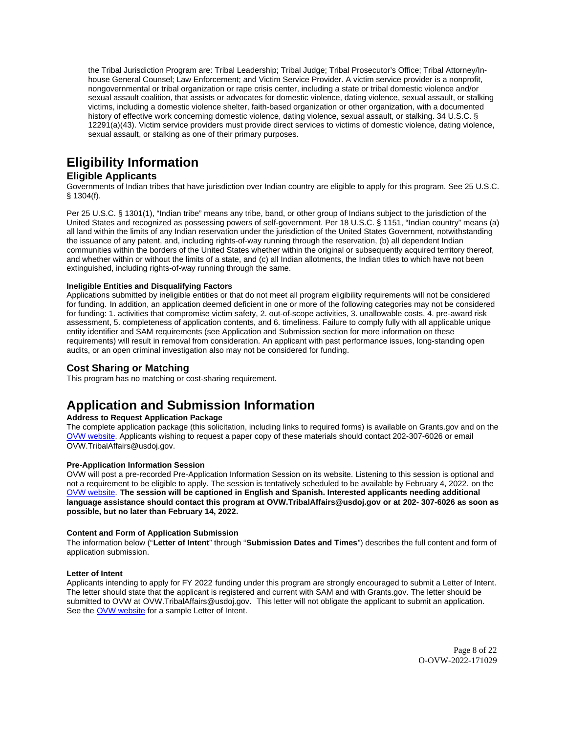the Tribal Jurisdiction Program are: Tribal Leadership; Tribal Judge; Tribal Prosecutor's Office; Tribal Attorney/In-house General Counsel; Law Enforcement; and Victim Service Provider. A victim service provider is a nonprofit, nongovernmental or tribal organization or rape crisis center, including a state or tribal domestic violence and/or sexual assault coalition, that assists or advocates for domestic violence, dating violence, sexual assault, or stalking victims, including a domestic violence shelter, faith-based organization or other organization, with a documented history of effective work concerning domestic violence, dating violence, sexual assault, or stalking. 34 U.S.C. § 12291(a)(43). Victim service providers must provide direct services to victims of domestic violence, dating violence, sexual assault, or stalking as one of their primary purposes.

# Eligibility Information

## Eligible Applicants

Governments of Indian tribes that have jurisdiction over Indian country are eligible to apply for this program. See 25 U.S.C. § 1304(f).

Per 25 U.S.C. § 1301(1), "Indian tribe" means any tribe, band, or other group of Indians subject to the jurisdiction of the United States and recognized as possessing powers of self-government. Per 18 U.S.C. § 1151, "Indian country" means (a) all land within the limits of any Indian reservation under the jurisdiction of the United States Government, notwithstanding the issuance of any patent, and, including rights-of-way running through the reservation, (b) all dependent Indian communities within the borders of the United States whether within the original or subsequently acquired territory thereof, and whether within or without the limits of a state, and (c) all Indian allotments, the Indian titles to which have not been extinguished, including rights-of-way running through the same.

**Ineligible Entities and Disqualifying Factors**

Applications submitted by ineligible entities or that do not meet all program eligibility requirements will not be considered for funding. In addition, an application deemed deficient in one or more of the following categories may not be considered for funding: 1. activities that compromise victim safety, 2. out-of-scope activities, 3. unallowable costs, 4. pre-award risk assessment, 5. completeness of application contents, and 6. timeliness. Failure to comply fully with all applicable unique entity identifier and SAM requirements (see Application and Submission section for more information on these requirements) will result in removal from consideration. An applicant with past performance issues, long-standing open audits, or an open criminal investigation also may not be considered for funding.

## Cost Sharing or Matching

This program has no matching or cost-sharing requirement.

# Application and Submission Information

**Address to Request Application Package**

The complete application package (this solicitation, including links to required forms) is available on Grants.gov and on the OVW website. Applicants wishing to request a paper copy of these materials should contact 202-307-6026 or email OVW.TribalAffairs@usdoj.gov.

**Pre-Application Information Session**

OVW will post a pre-recorded Pre-Application Information Session on its website. Listening to this session is optional and not a requirement to be eligible to apply. The session is tentatively scheduled to be available by February 4, 2022. on the OVW website. **The session will be captioned in English and Spanish. Interested applicants needing additional language assistance should contact this program at OVW.TribalAffairs@usdoj.gov or at 202- 307-6026 as soon as possible, but no later than February 14, 2022.**

**Content and Form of Application Submission**

The information below ("**Letter of Intent**" through "**Submission Dates and Times**") describes the full content and form of application submission.

**Letter of Intent**

Applicants intending to apply for FY 2022 funding under this program are strongly encouraged to submit a Letter of Intent. The letter should state that the applicant is registered and current with SAM and with Grants.gov. The letter should be submitted to OVW at OVW.TribalAffairs@usdoj.gov. This letter will not obligate the applicant to submit an application. See the OVW website for a sample Letter of Intent.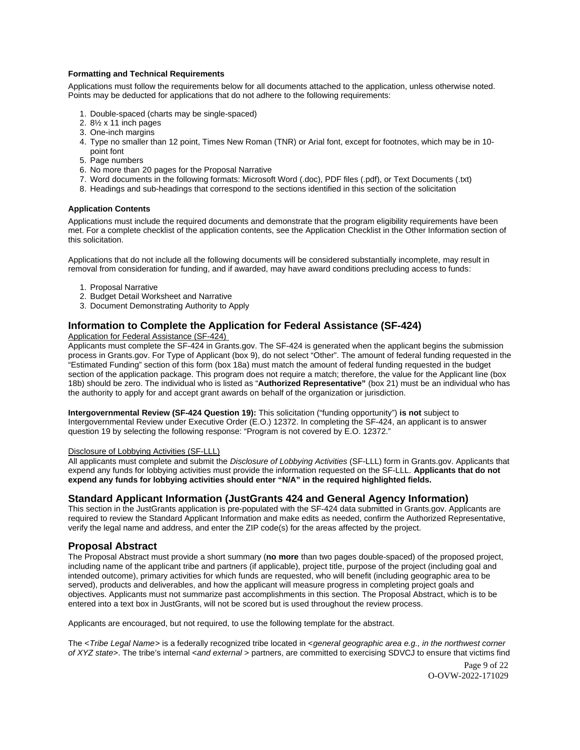**Formatting and Technical Requirements**

Applications must follow the requirements below for all documents attached to the application, unless otherwise noted. Points may be deducted for applications that do not adhere to the following requirements:

1. Double-spaced (charts may be single-spaced)
2. 8½ x 11 inch pages
3. One-inch margins
4. Type no smaller than 12 point, Times New Roman (TNR) or Arial font, except for footnotes, which may be in 10-point font
5. Page numbers
6. No more than 20 pages for the Proposal Narrative
7. Word documents in the following formats: Microsoft Word (.doc), PDF files (.pdf), or Text Documents (.txt)
8. Headings and sub-headings that correspond to the sections identified in this section of the solicitation

**Application Contents**

Applications must include the required documents and demonstrate that the program eligibility requirements have been met. For a complete checklist of the application contents, see the Application Checklist in the Other Information section of this solicitation.

Applications that do not include all the following documents will be considered substantially incomplete, may result in removal from consideration for funding, and if awarded, may have award conditions precluding access to funds:

1. Proposal Narrative
2. Budget Detail Worksheet and Narrative
3. Document Demonstrating Authority to Apply

## Information to Complete the Application for Federal Assistance (SF-424)

Application for Federal Assistance (SF-424)

Applicants must complete the SF-424 in Grants.gov. The SF-424 is generated when the applicant begins the submission process in Grants.gov. For Type of Applicant (box 9), do not select "Other". The amount of federal funding requested in the "Estimated Funding" section of this form (box 18a) must match the amount of federal funding requested in the budget section of the application package. This program does not require a match; therefore, the value for the Applicant line (box 18b) should be zero. The individual who is listed as "**Authorized Representative"** (box 21) must be an individual who has the authority to apply for and accept grant awards on behalf of the organization or jurisdiction.

**Intergovernmental Review (SF-424 Question 19):** This solicitation ("funding opportunity") **is not** subject to Intergovernmental Review under Executive Order (E.O.) 12372. In completing the SF-424, an applicant is to answer question 19 by selecting the following response: "Program is not covered by E.O. 12372."

Disclosure of Lobbying Activities (SF-LLL)

All applicants must complete and submit the *Disclosure of Lobbying Activities* (SF-LLL) form in Grants.gov. Applicants that expend any funds for lobbying activities must provide the information requested on the SF-LLL. **Applicants that do not expend any funds for lobbying activities should enter "N/A" in the required highlighted fields.**

## Standard Applicant Information (JustGrants 424 and General Agency Information)

This section in the JustGrants application is pre-populated with the SF-424 data submitted in Grants.gov. Applicants are required to review the Standard Applicant Information and make edits as needed, confirm the Authorized Representative, verify the legal name and address, and enter the ZIP code(s) for the areas affected by the project.

## Proposal Abstract

The Proposal Abstract must provide a short summary (**no more** than two pages double-spaced) of the proposed project, including name of the applicant tribe and partners (if applicable), project title, purpose of the project (including goal and intended outcome), primary activities for which funds are requested, who will benefit (including geographic area to be served), products and deliverables, and how the applicant will measure progress in completing project goals and objectives. Applicants must not summarize past accomplishments in this section. The Proposal Abstract, which is to be entered into a text box in JustGrants, will not be scored but is used throughout the review process.

Applicants are encouraged, but not required, to use the following template for the abstract.

The <*Tribe Legal Name*> is a federally recognized tribe located in <*general geographic area e.g., in the northwest corner of XYZ state*>. The tribe's internal <*and external* > partners, are committed to exercising SDVCJ to ensure that victims find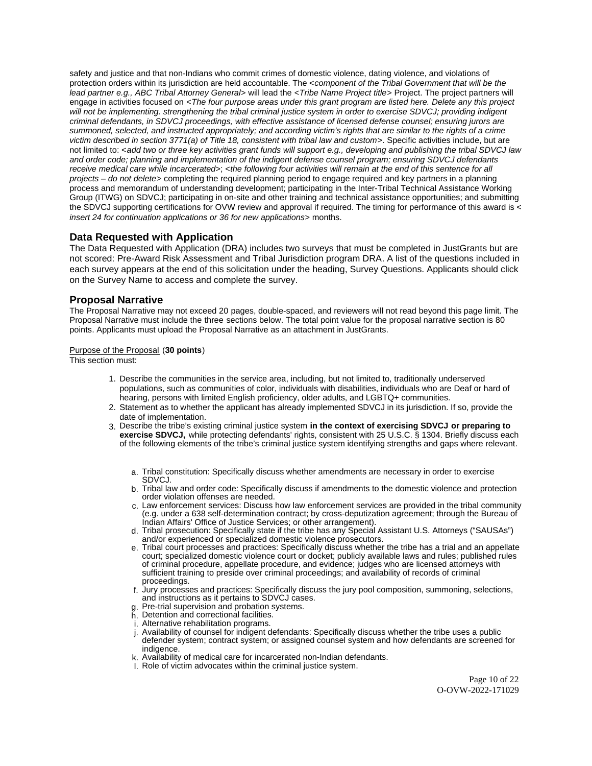safety and justice and that non-Indians who commit crimes of domestic violence, dating violence, and violations of protection orders within its jurisdiction are held accountable. The <*component of the Tribal Government that will be the lead partner e.g., ABC Tribal Attorney General*> will lead the <*Tribe Name Project title*> Project. The project partners will engage in activities focused on <*The four purpose areas under this grant program are listed here. Delete any this project will not be implementing. strengthening the tribal criminal justice system in order to exercise SDVCJ; providing indigent criminal defendants, in SDVCJ proceedings, with effective assistance of licensed defense counsel; ensuring jurors are summoned, selected, and instructed appropriately; and according victim's rights that are similar to the rights of a crime victim described in section 3771(a) of Title 18, consistent with tribal law and custom*>. Specific activities include, but are not limited to: <*add two or three key activities grant funds will support e.g., developing and publishing the tribal SDVCJ law and order code; planning and implementation of the indigent defense counsel program; ensuring SDVCJ defendants receive medical care while incarcerated*>; <*the following four activities will remain at the end of this sentence for all projects – do not delete*> completing the required planning period to engage required and key partners in a planning process and memorandum of understanding development; participating in the Inter-Tribal Technical Assistance Working Group (ITWG) on SDVCJ; participating in on-site and other training and technical assistance opportunities; and submitting the SDVCJ supporting certifications for OVW review and approval if required. The timing for performance of this award is < *insert 24 for continuation applications or 36 for new applications*> months.

## Data Requested with Application

The Data Requested with Application (DRA) includes two surveys that must be completed in JustGrants but are not scored: Pre-Award Risk Assessment and Tribal Jurisdiction program DRA. A list of the questions included in each survey appears at the end of this solicitation under the heading, Survey Questions. Applicants should click on the Survey Name to access and complete the survey.

## Proposal Narrative

The Proposal Narrative may not exceed 20 pages, double-spaced, and reviewers will not read beyond this page limit. The Proposal Narrative must include the three sections below. The total point value for the proposal narrative section is 80 points. Applicants must upload the Proposal Narrative as an attachment in JustGrants.

Purpose of the Proposal (**30 points**)

This section must:

1. Describe the communities in the service area, including, but not limited to, traditionally underserved populations, such as communities of color, individuals with disabilities, individuals who are Deaf or hard of hearing, persons with limited English proficiency, older adults, and LGBTQ+ communities.
2. Statement as to whether the applicant has already implemented SDVCJ in its jurisdiction. If so, provide the date of implementation.
3. Describe the tribe's existing criminal justice system **in the context of exercising SDVCJ or preparing to exercise SDVCJ,** while protecting defendants' rights, consistent with 25 U.S.C. § 1304. Briefly discuss each of the following elements of the tribe's criminal justice system identifying strengths and gaps where relevant.

    a. Tribal constitution: Specifically discuss whether amendments are necessary in order to exercise SDVCJ.
    b. Tribal law and order code: Specifically discuss if amendments to the domestic violence and protection order violation offenses are needed.
    c. Law enforcement services: Discuss how law enforcement services are provided in the tribal community (e.g. under a 638 self-determination contract; by cross-deputization agreement; through the Bureau of Indian Affairs' Office of Justice Services; or other arrangement).
    d. Tribal prosecution: Specifically state if the tribe has any Special Assistant U.S. Attorneys ("SAUSAs") and/or experienced or specialized domestic violence prosecutors.
    e. Tribal court processes and practices: Specifically discuss whether the tribe has a trial and an appellate court; specialized domestic violence court or docket; publicly available laws and rules; published rules of criminal procedure, appellate procedure, and evidence; judges who are licensed attorneys with sufficient training to preside over criminal proceedings; and availability of records of criminal proceedings.
    f. Jury processes and practices: Specifically discuss the jury pool composition, summoning, selections, and instructions as it pertains to SDVCJ cases.
    g. Pre-trial supervision and probation systems.
    h. Detention and correctional facilities.
    i. Alternative rehabilitation programs.
    j. Availability of counsel for indigent defendants: Specifically discuss whether the tribe uses a public defender system; contract system; or assigned counsel system and how defendants are screened for indigence.
    k. Availability of medical care for incarcerated non-Indian defendants.
    l. Role of victim advocates within the criminal justice system.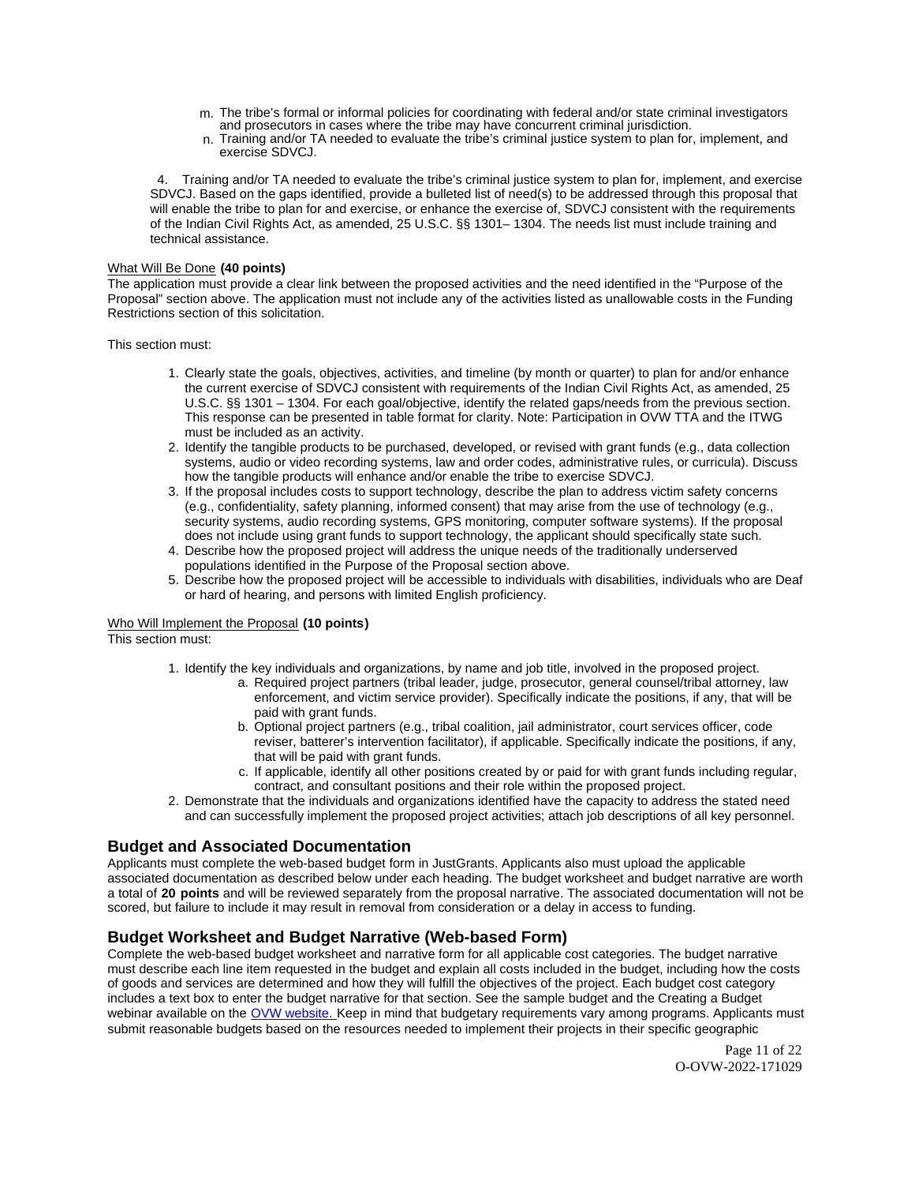m. The tribe's formal or informal policies for coordinating with federal and/or state criminal investigators and prosecutors in cases where the tribe may have concurrent criminal jurisdiction.
n. Training and/or TA needed to evaluate the tribe's criminal justice system to plan for, implement, and exercise SDVCJ.

4. Training and/or TA needed to evaluate the tribe's criminal justice system to plan for, implement, and exercise SDVCJ. Based on the gaps identified, provide a bulleted list of need(s) to be addressed through this proposal that will enable the tribe to plan for and exercise, or enhance the exercise of, SDVCJ consistent with the requirements of the Indian Civil Rights Act, as amended, 25 U.S.C. §§ 1301– 1304. The needs list must include training and technical assistance.

What Will Be Done **(40 points)**
The application must provide a clear link between the proposed activities and the need identified in the "Purpose of the Proposal" section above. The application must not include any of the activities listed as unallowable costs in the Funding Restrictions section of this solicitation.

This section must:

1. Clearly state the goals, objectives, activities, and timeline (by month or quarter) to plan for and/or enhance the current exercise of SDVCJ consistent with requirements of the Indian Civil Rights Act, as amended, 25 U.S.C. §§ 1301 – 1304. For each goal/objective, identify the related gaps/needs from the previous section. This response can be presented in table format for clarity. Note: Participation in OVW TTA and the ITWG must be included as an activity.
2. Identify the tangible products to be purchased, developed, or revised with grant funds (e.g., data collection systems, audio or video recording systems, law and order codes, administrative rules, or curricula). Discuss how the tangible products will enhance and/or enable the tribe to exercise SDVCJ.
3. If the proposal includes costs to support technology, describe the plan to address victim safety concerns (e.g., confidentiality, safety planning, informed consent) that may arise from the use of technology (e.g., security systems, audio recording systems, GPS monitoring, computer software systems). If the proposal does not include using grant funds to support technology, the applicant should specifically state such.
4. Describe how the proposed project will address the unique needs of the traditionally underserved populations identified in the Purpose of the Proposal section above.
5. Describe how the proposed project will be accessible to individuals with disabilities, individuals who are Deaf or hard of hearing, and persons with limited English proficiency.

Who Will Implement the Proposal **(10 points)**
This section must:

1. Identify the key individuals and organizations, by name and job title, involved in the proposed project.
    a. Required project partners (tribal leader, judge, prosecutor, general counsel/tribal attorney, law enforcement, and victim service provider). Specifically indicate the positions, if any, that will be paid with grant funds.
    b. Optional project partners (e.g., tribal coalition, jail administrator, court services officer, code reviser, batterer's intervention facilitator), if applicable. Specifically indicate the positions, if any, that will be paid with grant funds.
    c. If applicable, identify all other positions created by or paid for with grant funds including regular, contract, and consultant positions and their role within the proposed project.
2. Demonstrate that the individuals and organizations identified have the capacity to address the stated need and can successfully implement the proposed project activities; attach job descriptions of all key personnel.

## Budget and Associated Documentation

Applicants must complete the web-based budget form in JustGrants. Applicants also must upload the applicable associated documentation as described below under each heading. The budget worksheet and budget narrative are worth a total of **20 points** and will be reviewed separately from the proposal narrative. The associated documentation will not be scored, but failure to include it may result in removal from consideration or a delay in access to funding.

## Budget Worksheet and Budget Narrative (Web-based Form)

Complete the web-based budget worksheet and narrative form for all applicable cost categories. The budget narrative must describe each line item requested in the budget and explain all costs included in the budget, including how the costs of goods and services are determined and how they will fulfill the objectives of the project. Each budget cost category includes a text box to enter the budget narrative for that section. See the sample budget and the Creating a Budget webinar available on the OVW website. Keep in mind that budgetary requirements vary among programs. Applicants must submit reasonable budgets based on the resources needed to implement their projects in their specific geographic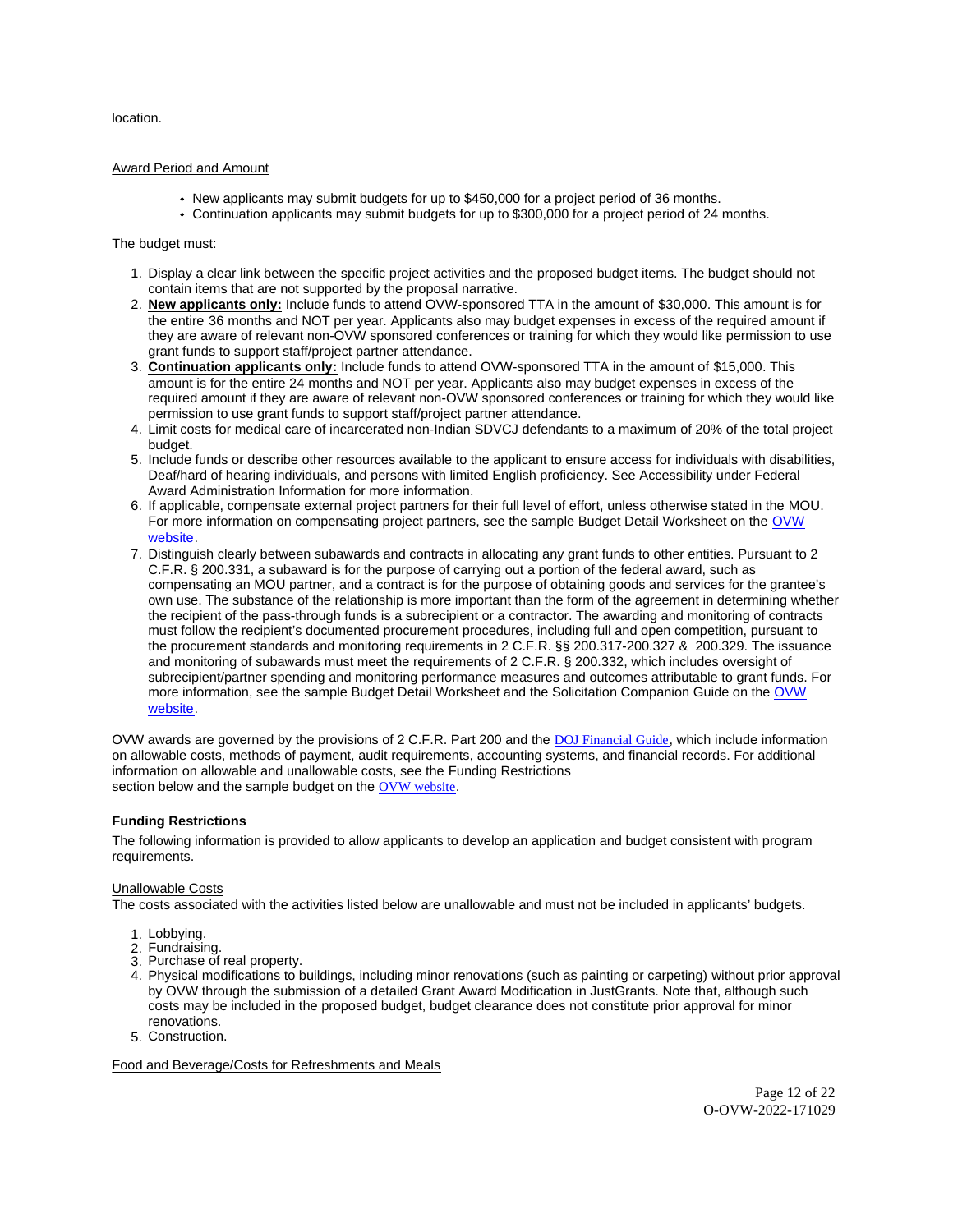location.

Award Period and Amount

- New applicants may submit budgets for up to $450,000 for a project period of 36 months.
- Continuation applicants may submit budgets for up to $300,000 for a project period of 24 months.

The budget must:

1. Display a clear link between the specific project activities and the proposed budget items. The budget should not contain items that are not supported by the proposal narrative.
2. **New applicants only:** Include funds to attend OVW-sponsored TTA in the amount of $30,000. This amount is for the entire 36 months and NOT per year. Applicants also may budget expenses in excess of the required amount if they are aware of relevant non-OVW sponsored conferences or training for which they would like permission to use grant funds to support staff/project partner attendance.
3. **Continuation applicants only:** Include funds to attend OVW-sponsored TTA in the amount of $15,000. This amount is for the entire 24 months and NOT per year. Applicants also may budget expenses in excess of the required amount if they are aware of relevant non-OVW sponsored conferences or training for which they would like permission to use grant funds to support staff/project partner attendance.
4. Limit costs for medical care of incarcerated non-Indian SDVCJ defendants to a maximum of 20% of the total project budget.
5. Include funds or describe other resources available to the applicant to ensure access for individuals with disabilities, Deaf/hard of hearing individuals, and persons with limited English proficiency. See Accessibility under Federal Award Administration Information for more information.
6. If applicable, compensate external project partners for their full level of effort, unless otherwise stated in the MOU. For more information on compensating project partners, see the sample Budget Detail Worksheet on the OVW website.
7. Distinguish clearly between subawards and contracts in allocating any grant funds to other entities. Pursuant to 2 C.F.R. § 200.331, a subaward is for the purpose of carrying out a portion of the federal award, such as compensating an MOU partner, and a contract is for the purpose of obtaining goods and services for the grantee's own use. The substance of the relationship is more important than the form of the agreement in determining whether the recipient of the pass-through funds is a subrecipient or a contractor. The awarding and monitoring of contracts must follow the recipient's documented procurement procedures, including full and open competition, pursuant to the procurement standards and monitoring requirements in 2 C.F.R. §§ 200.317-200.327 & 200.329. The issuance and monitoring of subawards must meet the requirements of 2 C.F.R. § 200.332, which includes oversight of subrecipient/partner spending and monitoring performance measures and outcomes attributable to grant funds. For more information, see the sample Budget Detail Worksheet and the Solicitation Companion Guide on the OVW website.

OVW awards are governed by the provisions of 2 C.F.R. Part 200 and the DOJ Financial Guide, which include information on allowable costs, methods of payment, audit requirements, accounting systems, and financial records. For additional information on allowable and unallowable costs, see the Funding Restrictions section below and the sample budget on the OVW website.

### Funding Restrictions

The following information is provided to allow applicants to develop an application and budget consistent with program requirements.

Unallowable Costs

The costs associated with the activities listed below are unallowable and must not be included in applicants' budgets.

1. Lobbying.
2. Fundraising.
3. Purchase of real property.
4. Physical modifications to buildings, including minor renovations (such as painting or carpeting) without prior approval by OVW through the submission of a detailed Grant Award Modification in JustGrants. Note that, although such costs may be included in the proposed budget, budget clearance does not constitute prior approval for minor renovations.
5. Construction.

Food and Beverage/Costs for Refreshments and Meals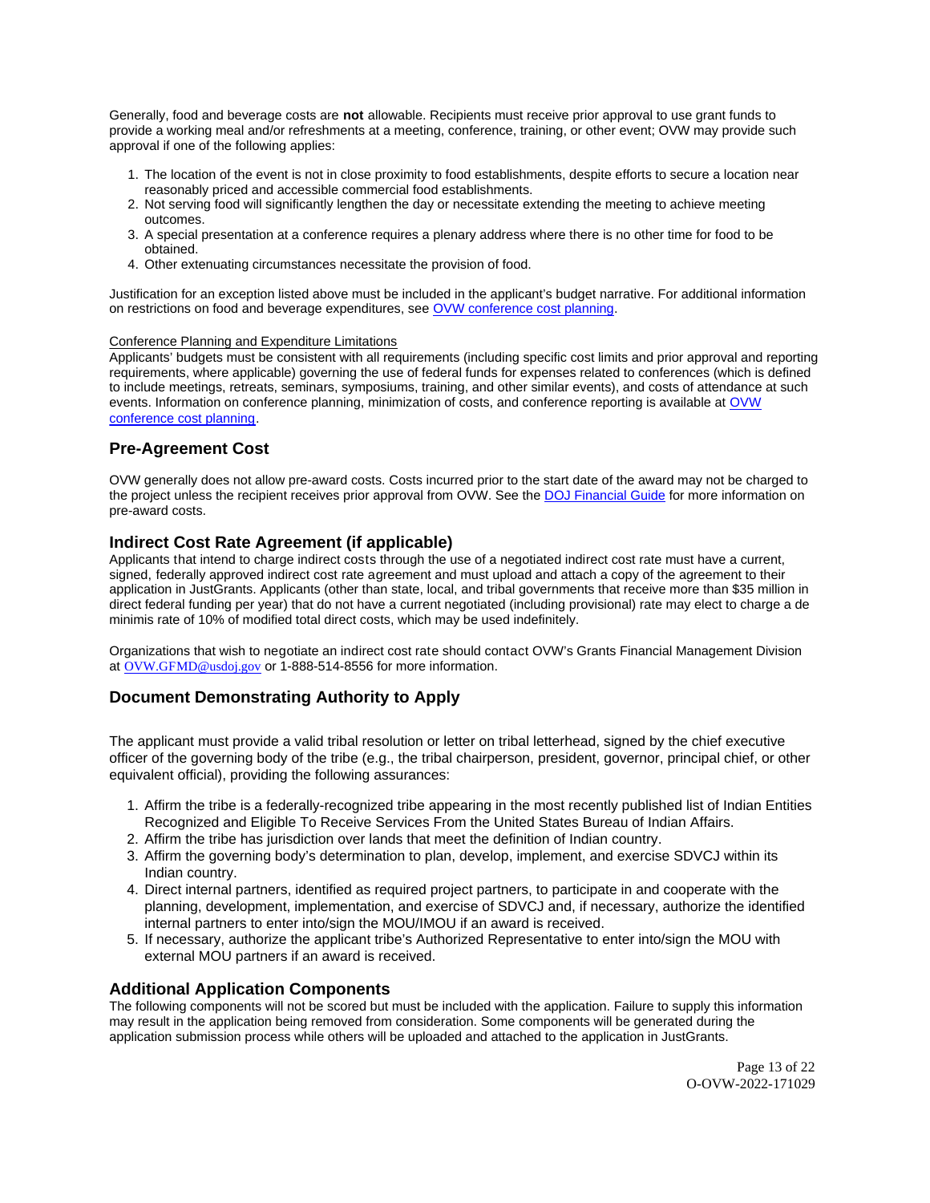Generally, food and beverage costs are **not** allowable. Recipients must receive prior approval to use grant funds to provide a working meal and/or refreshments at a meeting, conference, training, or other event; OVW may provide such approval if one of the following applies:

1. The location of the event is not in close proximity to food establishments, despite efforts to secure a location near reasonably priced and accessible commercial food establishments.
2. Not serving food will significantly lengthen the day or necessitate extending the meeting to achieve meeting outcomes.
3. A special presentation at a conference requires a plenary address where there is no other time for food to be obtained.
4. Other extenuating circumstances necessitate the provision of food.

Justification for an exception listed above must be included in the applicant's budget narrative. For additional information on restrictions on food and beverage expenditures, see OVW conference cost planning.

Conference Planning and Expenditure Limitations

Applicants' budgets must be consistent with all requirements (including specific cost limits and prior approval and reporting requirements, where applicable) governing the use of federal funds for expenses related to conferences (which is defined to include meetings, retreats, seminars, symposiums, training, and other similar events), and costs of attendance at such events. Information on conference planning, minimization of costs, and conference reporting is available at OVW conference cost planning.

## Pre-Agreement Cost

OVW generally does not allow pre-award costs. Costs incurred prior to the start date of the award may not be charged to the project unless the recipient receives prior approval from OVW. See the DOJ Financial Guide for more information on pre-award costs.

## Indirect Cost Rate Agreement (if applicable)

Applicants that intend to charge indirect costs through the use of a negotiated indirect cost rate must have a current, signed, federally approved indirect cost rate agreement and must upload and attach a copy of the agreement to their application in JustGrants. Applicants (other than state, local, and tribal governments that receive more than $35 million in direct federal funding per year) that do not have a current negotiated (including provisional) rate may elect to charge a de minimis rate of 10% of modified total direct costs, which may be used indefinitely.

Organizations that wish to negotiate an indirect cost rate should contact OVW's Grants Financial Management Division at OVW.GFMD@usdoj.gov or 1-888-514-8556 for more information.

## Document Demonstrating Authority to Apply

The applicant must provide a valid tribal resolution or letter on tribal letterhead, signed by the chief executive officer of the governing body of the tribe (e.g., the tribal chairperson, president, governor, principal chief, or other equivalent official), providing the following assurances:

1. Affirm the tribe is a federally-recognized tribe appearing in the most recently published list of Indian Entities Recognized and Eligible To Receive Services From the United States Bureau of Indian Affairs.
2. Affirm the tribe has jurisdiction over lands that meet the definition of Indian country.
3. Affirm the governing body's determination to plan, develop, implement, and exercise SDVCJ within its Indian country.
4. Direct internal partners, identified as required project partners, to participate in and cooperate with the planning, development, implementation, and exercise of SDVCJ and, if necessary, authorize the identified internal partners to enter into/sign the MOU/IMOU if an award is received.
5. If necessary, authorize the applicant tribe's Authorized Representative to enter into/sign the MOU with external MOU partners if an award is received.

## Additional Application Components

The following components will not be scored but must be included with the application. Failure to supply this information may result in the application being removed from consideration. Some components will be generated during the application submission process while others will be uploaded and attached to the application in JustGrants.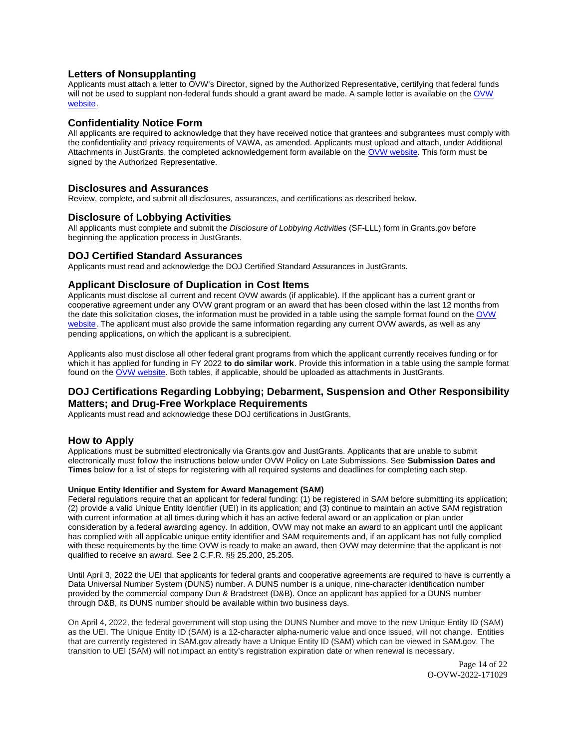## Letters of Nonsupplanting

Applicants must attach a letter to OVW's Director, signed by the Authorized Representative, certifying that federal funds will not be used to supplant non-federal funds should a grant award be made. A sample letter is available on the OVW website.

## Confidentiality Notice Form

All applicants are required to acknowledge that they have received notice that grantees and subgrantees must comply with the confidentiality and privacy requirements of VAWA, as amended. Applicants must upload and attach, under Additional Attachments in JustGrants, the completed acknowledgement form available on the OVW website. This form must be signed by the Authorized Representative.

## Disclosures and Assurances

Review, complete, and submit all disclosures, assurances, and certifications as described below.

## Disclosure of Lobbying Activities

All applicants must complete and submit the *Disclosure of Lobbying Activities* (SF-LLL) form in Grants.gov before beginning the application process in JustGrants.

## DOJ Certified Standard Assurances

Applicants must read and acknowledge the DOJ Certified Standard Assurances in JustGrants.

## Applicant Disclosure of Duplication in Cost Items

Applicants must disclose all current and recent OVW awards (if applicable). If the applicant has a current grant or cooperative agreement under any OVW grant program or an award that has been closed within the last 12 months from the date this solicitation closes, the information must be provided in a table using the sample format found on the OVW website. The applicant must also provide the same information regarding any current OVW awards, as well as any pending applications, on which the applicant is a subrecipient.

Applicants also must disclose all other federal grant programs from which the applicant currently receives funding or for which it has applied for funding in FY 2022 **to do similar work**. Provide this information in a table using the sample format found on the OVW website. Both tables, if applicable, should be uploaded as attachments in JustGrants.

## DOJ Certifications Regarding Lobbying; Debarment, Suspension and Other Responsibility Matters; and Drug-Free Workplace Requirements

Applicants must read and acknowledge these DOJ certifications in JustGrants.

## How to Apply

Applications must be submitted electronically via Grants.gov and JustGrants. Applicants that are unable to submit electronically must follow the instructions below under OVW Policy on Late Submissions. See **Submission Dates and Times** below for a list of steps for registering with all required systems and deadlines for completing each step.

#### Unique Entity Identifier and System for Award Management (SAM)

Federal regulations require that an applicant for federal funding: (1) be registered in SAM before submitting its application; (2) provide a valid Unique Entity Identifier (UEI) in its application; and (3) continue to maintain an active SAM registration with current information at all times during which it has an active federal award or an application or plan under consideration by a federal awarding agency. In addition, OVW may not make an award to an applicant until the applicant has complied with all applicable unique entity identifier and SAM requirements and, if an applicant has not fully complied with these requirements by the time OVW is ready to make an award, then OVW may determine that the applicant is not qualified to receive an award. See 2 C.F.R. §§ 25.200, 25.205.

Until April 3, 2022 the UEI that applicants for federal grants and cooperative agreements are required to have is currently a Data Universal Number System (DUNS) number. A DUNS number is a unique, nine-character identification number provided by the commercial company Dun & Bradstreet (D&B). Once an applicant has applied for a DUNS number through D&B, its DUNS number should be available within two business days.

On April 4, 2022, the federal government will stop using the DUNS Number and move to the new Unique Entity ID (SAM) as the UEI. The Unique Entity ID (SAM) is a 12-character alpha-numeric value and once issued, will not change. Entities that are currently registered in SAM.gov already have a Unique Entity ID (SAM) which can be viewed in SAM.gov. The transition to UEI (SAM) will not impact an entity's registration expiration date or when renewal is necessary.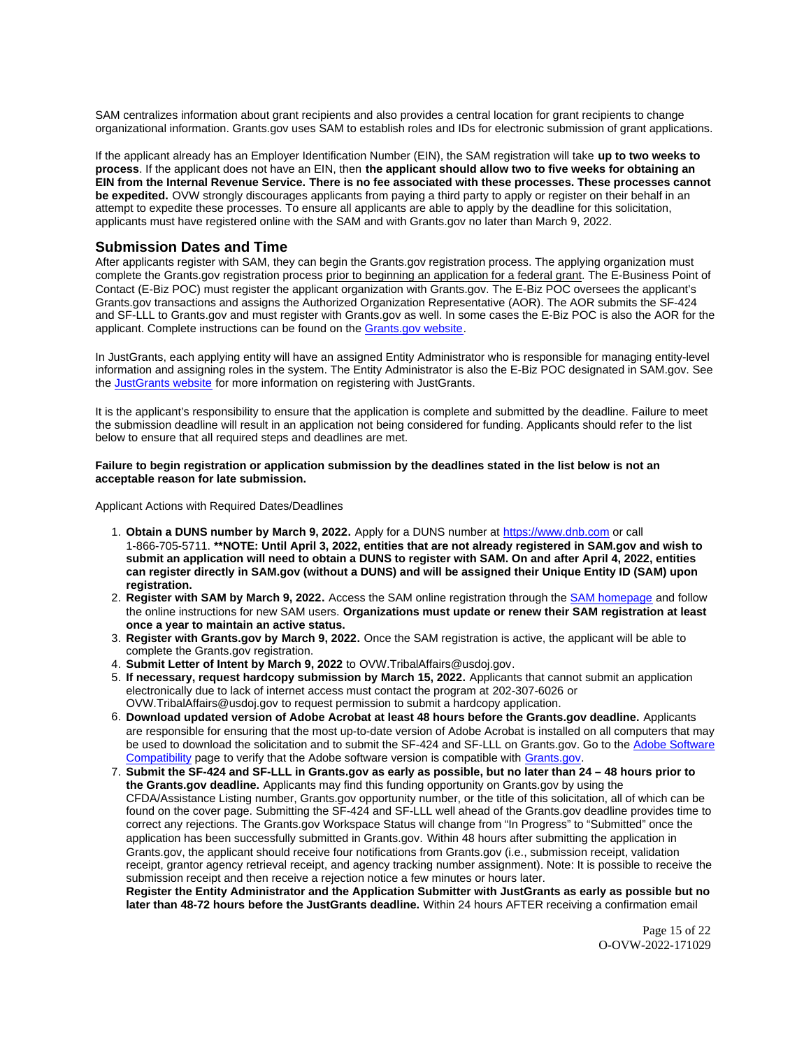SAM centralizes information about grant recipients and also provides a central location for grant recipients to change organizational information. Grants.gov uses SAM to establish roles and IDs for electronic submission of grant applications.

If the applicant already has an Employer Identification Number (EIN), the SAM registration will take **up to two weeks to process**. If the applicant does not have an EIN, then **the applicant should allow two to five weeks for obtaining an EIN from the Internal Revenue Service. There is no fee associated with these processes. These processes cannot be expedited.** OVW strongly discourages applicants from paying a third party to apply or register on their behalf in an attempt to expedite these processes. To ensure all applicants are able to apply by the deadline for this solicitation, applicants must have registered online with the SAM and with Grants.gov no later than March 9, 2022.

## Submission Dates and Time

After applicants register with SAM, they can begin the Grants.gov registration process. The applying organization must complete the Grants.gov registration process prior to beginning an application for a federal grant. The E-Business Point of Contact (E-Biz POC) must register the applicant organization with Grants.gov. The E-Biz POC oversees the applicant's Grants.gov transactions and assigns the Authorized Organization Representative (AOR). The AOR submits the SF-424 and SF-LLL to Grants.gov and must register with Grants.gov as well. In some cases the E-Biz POC is also the AOR for the applicant. Complete instructions can be found on the [Grants.gov website](Grants.gov website).

In JustGrants, each applying entity will have an assigned Entity Administrator who is responsible for managing entity-level information and assigning roles in the system. The Entity Administrator is also the E-Biz POC designated in SAM.gov. See the [JustGrants website](JustGrants website) for more information on registering with JustGrants.

It is the applicant's responsibility to ensure that the application is complete and submitted by the deadline. Failure to meet the submission deadline will result in an application not being considered for funding. Applicants should refer to the list below to ensure that all required steps and deadlines are met.

**Failure to begin registration or application submission by the deadlines stated in the list below is not an acceptable reason for late submission.**

Applicant Actions with Required Dates/Deadlines

1. **Obtain a DUNS number by March 9, 2022.** Apply for a DUNS number at https://www.dnb.com or call 1-866-705-5711. **\*\*NOTE: Until April 3, 2022, entities that are not already registered in SAM.gov and wish to submit an application will need to obtain a DUNS to register with SAM. On and after April 4, 2022, entities can register directly in SAM.gov (without a DUNS) and will be assigned their Unique Entity ID (SAM) upon registration.**
2. **Register with SAM by March 9, 2022.** Access the SAM online registration through the SAM homepage and follow the online instructions for new SAM users. **Organizations must update or renew their SAM registration at least once a year to maintain an active status.**
3. **Register with Grants.gov by March 9, 2022.** Once the SAM registration is active, the applicant will be able to complete the Grants.gov registration.
4. **Submit Letter of Intent by March 9, 2022** to OVW.TribalAffairs@usdoj.gov.
5. **If necessary, request hardcopy submission by March 15, 2022.** Applicants that cannot submit an application electronically due to lack of internet access must contact the program at 202-307-6026 or OVW.TribalAffairs@usdoj.gov to request permission to submit a hardcopy application.
6. **Download updated version of Adobe Acrobat at least 48 hours before the Grants.gov deadline.** Applicants are responsible for ensuring that the most up-to-date version of Adobe Acrobat is installed on all computers that may be used to download the solicitation and to submit the SF-424 and SF-LLL on Grants.gov. Go to the Adobe Software Compatibility page to verify that the Adobe software version is compatible with Grants.gov.
7. **Submit the SF-424 and SF-LLL in Grants.gov as early as possible, but no later than 24 – 48 hours prior to the Grants.gov deadline.** Applicants may find this funding opportunity on Grants.gov by using the CFDA/Assistance Listing number, Grants.gov opportunity number, or the title of this solicitation, all of which can be found on the cover page. Submitting the SF-424 and SF-LLL well ahead of the Grants.gov deadline provides time to correct any rejections. The Grants.gov Workspace Status will change from "In Progress" to "Submitted" once the application has been successfully submitted in Grants.gov. Within 48 hours after submitting the application in Grants.gov, the applicant should receive four notifications from Grants.gov (i.e., submission receipt, validation receipt, grantor agency retrieval receipt, and agency tracking number assignment). Note: It is possible to receive the submission receipt and then receive a rejection notice a few minutes or hours later.
   **Register the Entity Administrator and the Application Submitter with JustGrants as early as possible but no later than 48-72 hours before the JustGrants deadline.** Within 24 hours AFTER receiving a confirmation email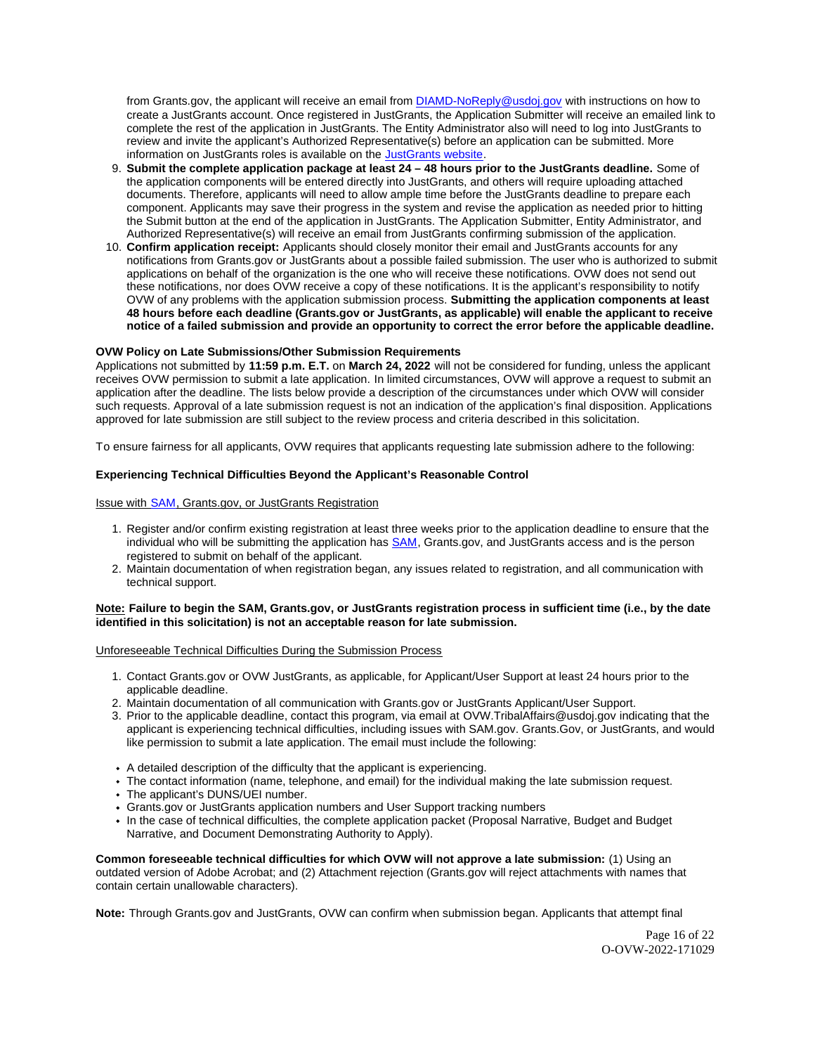from Grants.gov, the applicant will receive an email from [DIAMD-NoReply@usdoj.gov](mailto:DIAMD-NoReply@usdoj.gov) with instructions on how to create a JustGrants account. Once registered in JustGrants, the Application Submitter will receive an emailed link to complete the rest of the application in JustGrants. The Entity Administrator also will need to log into JustGrants to review and invite the applicant's Authorized Representative(s) before an application can be submitted. More information on JustGrants roles is available on the [JustGrants website](https://justicegrants.usdoj.gov).

9. **Submit the complete application package at least 24 – 48 hours prior to the JustGrants deadline.** Some of the application components will be entered directly into JustGrants, and others will require uploading attached documents. Therefore, applicants will need to allow ample time before the JustGrants deadline to prepare each component. Applicants may save their progress in the system and revise the application as needed prior to hitting the Submit button at the end of the application in JustGrants. The Application Submitter, Entity Administrator, and Authorized Representative(s) will receive an email from JustGrants confirming submission of the application.
10. **Confirm application receipt:** Applicants should closely monitor their email and JustGrants accounts for any notifications from Grants.gov or JustGrants about a possible failed submission. The user who is authorized to submit applications on behalf of the organization is the one who will receive these notifications. OVW does not send out these notifications, nor does OVW receive a copy of these notifications. It is the applicant's responsibility to notify OVW of any problems with the application submission process. **Submitting the application components at least 48 hours before each deadline (Grants.gov or JustGrants, as applicable) will enable the applicant to receive notice of a failed submission and provide an opportunity to correct the error before the applicable deadline.**

**OVW Policy on Late Submissions/Other Submission Requirements**

Applications not submitted by **11:59 p.m. E.T.** on **March 24, 2022** will not be considered for funding, unless the applicant receives OVW permission to submit a late application. In limited circumstances, OVW will approve a request to submit an application after the deadline. The lists below provide a description of the circumstances under which OVW will consider such requests. Approval of a late submission request is not an indication of the application's final disposition. Applications approved for late submission are still subject to the review process and criteria described in this solicitation.

To ensure fairness for all applicants, OVW requires that applicants requesting late submission adhere to the following:

**Experiencing Technical Difficulties Beyond the Applicant's Reasonable Control**

Issue with SAM, Grants.gov, or JustGrants Registration

1. Register and/or confirm existing registration at least three weeks prior to the application deadline to ensure that the individual who will be submitting the application has SAM, Grants.gov, and JustGrants access and is the person registered to submit on behalf of the applicant.
2. Maintain documentation of when registration began, any issues related to registration, and all communication with technical support.

**Note: Failure to begin the SAM, Grants.gov, or JustGrants registration process in sufficient time (i.e., by the date identified in this solicitation) is not an acceptable reason for late submission.**

Unforeseeable Technical Difficulties During the Submission Process

1. Contact Grants.gov or OVW JustGrants, as applicable, for Applicant/User Support at least 24 hours prior to the applicable deadline.
2. Maintain documentation of all communication with Grants.gov or JustGrants Applicant/User Support.
3. Prior to the applicable deadline, contact this program, via email at OVW.TribalAffairs@usdoj.gov indicating that the applicant is experiencing technical difficulties, including issues with SAM.gov. Grants.Gov, or JustGrants, and would like permission to submit a late application. The email must include the following:

- A detailed description of the difficulty that the applicant is experiencing.
- The contact information (name, telephone, and email) for the individual making the late submission request.
- The applicant's DUNS/UEI number.
- Grants.gov or JustGrants application numbers and User Support tracking numbers
- In the case of technical difficulties, the complete application packet (Proposal Narrative, Budget and Budget Narrative, and Document Demonstrating Authority to Apply).

**Common foreseeable technical difficulties for which OVW will not approve a late submission:** (1) Using an outdated version of Adobe Acrobat; and (2) Attachment rejection (Grants.gov will reject attachments with names that contain certain unallowable characters).

**Note:** Through Grants.gov and JustGrants, OVW can confirm when submission began. Applicants that attempt final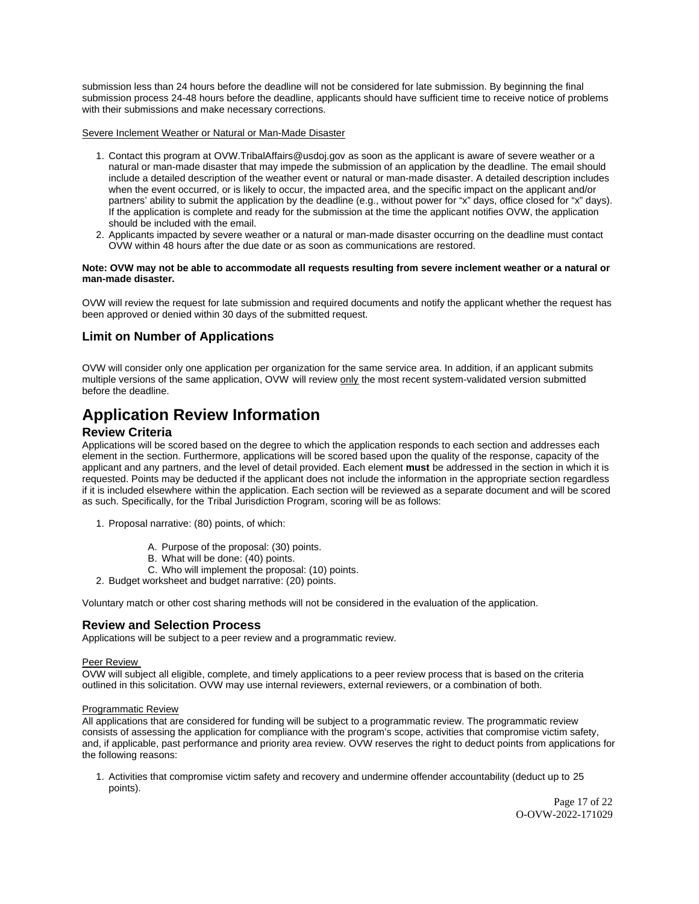submission less than 24 hours before the deadline will not be considered for late submission. By beginning the final submission process 24-48 hours before the deadline, applicants should have sufficient time to receive notice of problems with their submissions and make necessary corrections.

<u>Severe Inclement Weather or Natural or Man-Made Disaster</u>

1. Contact this program at OVW.TribalAffairs@usdoj.gov as soon as the applicant is aware of severe weather or a natural or man-made disaster that may impede the submission of an application by the deadline. The email should include a detailed description of the weather event or natural or man-made disaster. A detailed description includes when the event occurred, or is likely to occur, the impacted area, and the specific impact on the applicant and/or partners' ability to submit the application by the deadline (e.g., without power for "x" days, office closed for "x" days). If the application is complete and ready for the submission at the time the applicant notifies OVW, the application should be included with the email.
2. Applicants impacted by severe weather or a natural or man-made disaster occurring on the deadline must contact OVW within 48 hours after the due date or as soon as communications are restored.

**Note: OVW may not be able to accommodate all requests resulting from severe inclement weather or a natural or man-made disaster.**

OVW will review the request for late submission and required documents and notify the applicant whether the request has been approved or denied within 30 days of the submitted request.

### Limit on Number of Applications

OVW will consider only one application per organization for the same service area. In addition, if an applicant submits multiple versions of the same application, OVW will review <u>only</u> the most recent system-validated version submitted before the deadline.

# Application Review Information

## Review Criteria

Applications will be scored based on the degree to which the application responds to each section and addresses each element in the section. Furthermore, applications will be scored based upon the quality of the response, capacity of the applicant and any partners, and the level of detail provided. Each element **must** be addressed in the section in which it is requested. Points may be deducted if the applicant does not include the information in the appropriate section regardless if it is included elsewhere within the application. Each section will be reviewed as a separate document and will be scored as such. Specifically, for the Tribal Jurisdiction Program, scoring will be as follows:

1. Proposal narrative: (80) points, of which:
   - A. Purpose of the proposal: (30) points.
   - B. What will be done: (40) points.
   - C. Who will implement the proposal: (10) points.
2. Budget worksheet and budget narrative: (20) points.

Voluntary match or other cost sharing methods will not be considered in the evaluation of the application.

## Review and Selection Process

Applications will be subject to a peer review and a programmatic review.

<u>Peer Review</u>
OVW will subject all eligible, complete, and timely applications to a peer review process that is based on the criteria outlined in this solicitation. OVW may use internal reviewers, external reviewers, or a combination of both.

<u>Programmatic Review</u>
All applications that are considered for funding will be subject to a programmatic review. The programmatic review consists of assessing the application for compliance with the program's scope, activities that compromise victim safety, and, if applicable, past performance and priority area review. OVW reserves the right to deduct points from applications for the following reasons:

1. Activities that compromise victim safety and recovery and undermine offender accountability (deduct up to 25 points).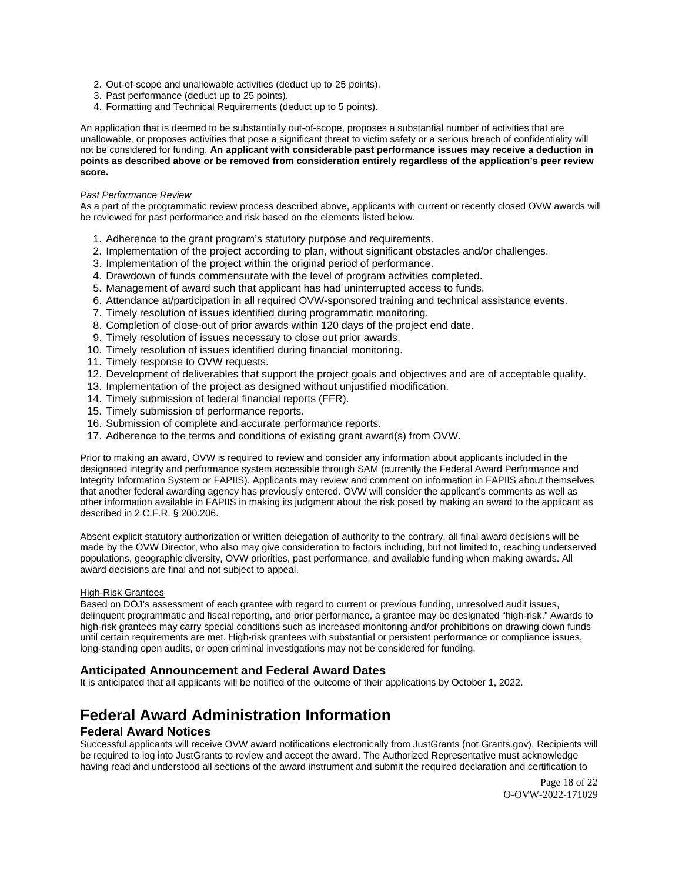2. Out-of-scope and unallowable activities (deduct up to 25 points).
3. Past performance (deduct up to 25 points).
4. Formatting and Technical Requirements (deduct up to 5 points).

An application that is deemed to be substantially out-of-scope, proposes a substantial number of activities that are unallowable, or proposes activities that pose a significant threat to victim safety or a serious breach of confidentiality will not be considered for funding. **An applicant with considerable past performance issues may receive a deduction in points as described above or be removed from consideration entirely regardless of the application's peer review score.**

*Past Performance Review*

As a part of the programmatic review process described above, applicants with current or recently closed OVW awards will be reviewed for past performance and risk based on the elements listed below.

1. Adherence to the grant program's statutory purpose and requirements.
2. Implementation of the project according to plan, without significant obstacles and/or challenges.
3. Implementation of the project within the original period of performance.
4. Drawdown of funds commensurate with the level of program activities completed.
5. Management of award such that applicant has had uninterrupted access to funds.
6. Attendance at/participation in all required OVW-sponsored training and technical assistance events.
7. Timely resolution of issues identified during programmatic monitoring.
8. Completion of close-out of prior awards within 120 days of the project end date.
9. Timely resolution of issues necessary to close out prior awards.
10. Timely resolution of issues identified during financial monitoring.
11. Timely response to OVW requests.
12. Development of deliverables that support the project goals and objectives and are of acceptable quality.
13. Implementation of the project as designed without unjustified modification.
14. Timely submission of federal financial reports (FFR).
15. Timely submission of performance reports.
16. Submission of complete and accurate performance reports.
17. Adherence to the terms and conditions of existing grant award(s) from OVW.

Prior to making an award, OVW is required to review and consider any information about applicants included in the designated integrity and performance system accessible through SAM (currently the Federal Award Performance and Integrity Information System or FAPIIS). Applicants may review and comment on information in FAPIIS about themselves that another federal awarding agency has previously entered. OVW will consider the applicant's comments as well as other information available in FAPIIS in making its judgment about the risk posed by making an award to the applicant as described in 2 C.F.R. § 200.206.

Absent explicit statutory authorization or written delegation of authority to the contrary, all final award decisions will be made by the OVW Director, who also may give consideration to factors including, but not limited to, reaching underserved populations, geographic diversity, OVW priorities, past performance, and available funding when making awards. All award decisions are final and not subject to appeal.

High-Risk Grantees

Based on DOJ's assessment of each grantee with regard to current or previous funding, unresolved audit issues, delinquent programmatic and fiscal reporting, and prior performance, a grantee may be designated "high-risk." Awards to high-risk grantees may carry special conditions such as increased monitoring and/or prohibitions on drawing down funds until certain requirements are met. High-risk grantees with substantial or persistent performance or compliance issues, long-standing open audits, or open criminal investigations may not be considered for funding.

## Anticipated Announcement and Federal Award Dates

It is anticipated that all applicants will be notified of the outcome of their applications by October 1, 2022.

# Federal Award Administration Information

## Federal Award Notices

Successful applicants will receive OVW award notifications electronically from JustGrants (not Grants.gov). Recipients will be required to log into JustGrants to review and accept the award. The Authorized Representative must acknowledge having read and understood all sections of the award instrument and submit the required declaration and certification to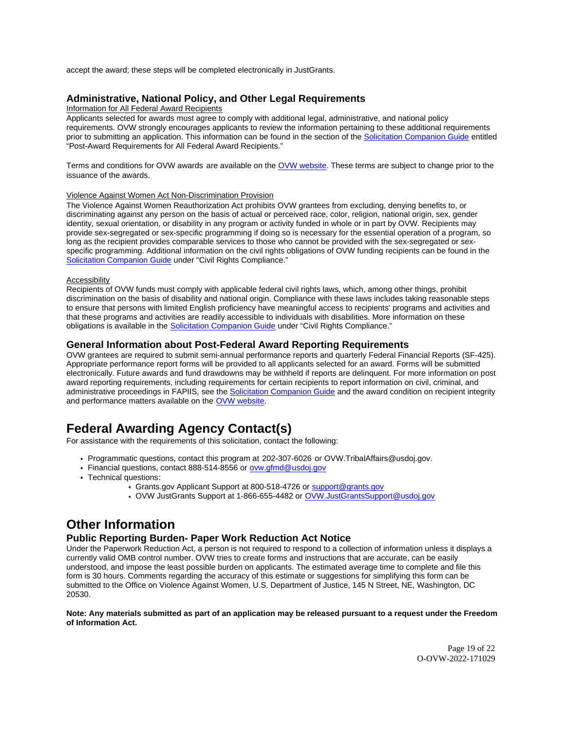accept the award; these steps will be completed electronically in JustGrants.

### Administrative, National Policy, and Other Legal Requirements

Information for All Federal Award Recipients

Applicants selected for awards must agree to comply with additional legal, administrative, and national policy requirements. OVW strongly encourages applicants to review the information pertaining to these additional requirements prior to submitting an application. This information can be found in the section of the Solicitation Companion Guide entitled "Post-Award Requirements for All Federal Award Recipients."

Terms and conditions for OVW awards are available on the OVW website. These terms are subject to change prior to the issuance of the awards.

Violence Against Women Act Non-Discrimination Provision

The Violence Against Women Reauthorization Act prohibits OVW grantees from excluding, denying benefits to, or discriminating against any person on the basis of actual or perceived race, color, religion, national origin, sex, gender identity, sexual orientation, or disability in any program or activity funded in whole or in part by OVW. Recipients may provide sex-segregated or sex-specific programming if doing so is necessary for the essential operation of a program, so long as the recipient provides comparable services to those who cannot be provided with the sex-segregated or sex-specific programming. Additional information on the civil rights obligations of OVW funding recipients can be found in the Solicitation Companion Guide under "Civil Rights Compliance."

Accessibility

Recipients of OVW funds must comply with applicable federal civil rights laws, which, among other things, prohibit discrimination on the basis of disability and national origin. Compliance with these laws includes taking reasonable steps to ensure that persons with limited English proficiency have meaningful access to recipients' programs and activities and that these programs and activities are readily accessible to individuals with disabilities. More information on these obligations is available in the Solicitation Companion Guide under "Civil Rights Compliance."

### General Information about Post-Federal Award Reporting Requirements

OVW grantees are required to submit semi-annual performance reports and quarterly Federal Financial Reports (SF-425). Appropriate performance report forms will be provided to all applicants selected for an award. Forms will be submitted electronically. Future awards and fund drawdowns may be withheld if reports are delinquent. For more information on post award reporting requirements, including requirements for certain recipients to report information on civil, criminal, and administrative proceedings in FAPIIS, see the Solicitation Companion Guide and the award condition on recipient integrity and performance matters available on the OVW website.

## Federal Awarding Agency Contact(s)

For assistance with the requirements of this solicitation, contact the following:

- Programmatic questions, contact this program at 202-307-6026 or OVW.TribalAffairs@usdoj.gov.
- Financial questions, contact 888-514-8556 or ovw.gfmd@usdoj.gov
- Technical questions:
  - Grants.gov Applicant Support at 800-518-4726 or support@grants.gov
  - OVW JustGrants Support at 1-866-655-4482 or OVW.JustGrantsSupport@usdoj.gov

## Other Information

### Public Reporting Burden- Paper Work Reduction Act Notice

Under the Paperwork Reduction Act, a person is not required to respond to a collection of information unless it displays a currently valid OMB control number. OVW tries to create forms and instructions that are accurate, can be easily understood, and impose the least possible burden on applicants. The estimated average time to complete and file this form is 30 hours. Comments regarding the accuracy of this estimate or suggestions for simplifying this form can be submitted to the Office on Violence Against Women, U.S. Department of Justice, 145 N Street, NE, Washington, DC 20530.

**Note: Any materials submitted as part of an application may be released pursuant to a request under the Freedom of Information Act.**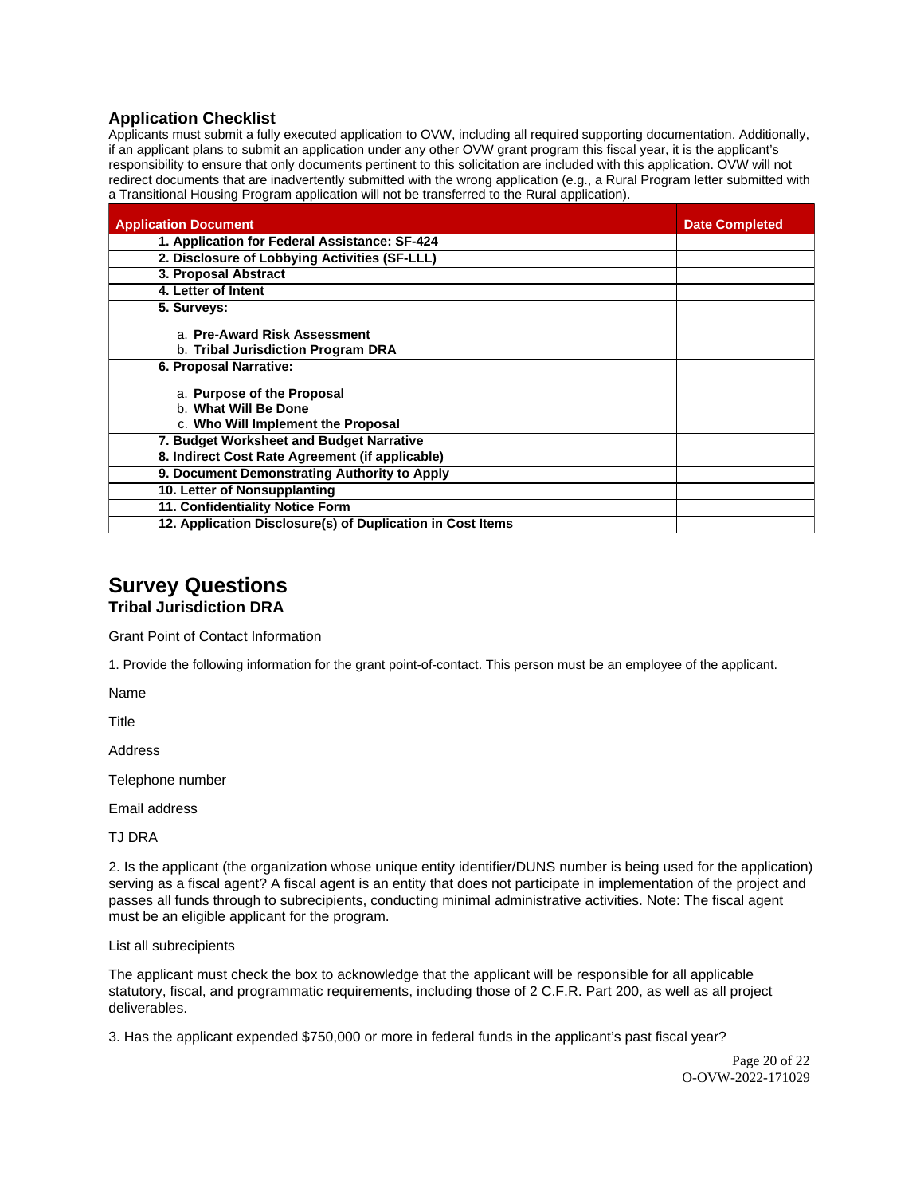## Application Checklist

Applicants must submit a fully executed application to OVW, including all required supporting documentation. Additionally, if an applicant plans to submit an application under any other OVW grant program this fiscal year, it is the applicant's responsibility to ensure that only documents pertinent to this solicitation are included with this application. OVW will not redirect documents that are inadvertently submitted with the wrong application (e.g., a Rural Program letter submitted with a Transitional Housing Program application will not be transferred to the Rural application).

| Application Document | Date Completed |
|---|---|
| **1. Application for Federal Assistance: SF-424** | |
| **2. Disclosure of Lobbying Activities (SF-LLL)** | |
| **3. Proposal Abstract** | |
| **4. Letter of Intent** | |
| **5. Surveys:**<br><br>a. **Pre-Award Risk Assessment**<br>b. **Tribal Jurisdiction Program DRA** | |
| **6. Proposal Narrative:**<br><br>a. **Purpose of the Proposal**<br>b. **What Will Be Done**<br>c. **Who Will Implement the Proposal** | |
| **7. Budget Worksheet and Budget Narrative** | |
| **8. Indirect Cost Rate Agreement (if applicable)** | |
| **9. Document Demonstrating Authority to Apply** | |
| **10. Letter of Nonsupplanting** | |
| **11. Confidentiality Notice Form** | |
| **12. Application Disclosure(s) of Duplication in Cost Items** | |

# Survey Questions

### Tribal Jurisdiction DRA

Grant Point of Contact Information

1. Provide the following information for the grant point-of-contact. This person must be an employee of the applicant.

Name

Title

Address

Telephone number

Email address

TJ DRA

2. Is the applicant (the organization whose unique entity identifier/DUNS number is being used for the application) serving as a fiscal agent? A fiscal agent is an entity that does not participate in implementation of the project and passes all funds through to subrecipients, conducting minimal administrative activities. Note: The fiscal agent must be an eligible applicant for the program.

List all subrecipients

The applicant must check the box to acknowledge that the applicant will be responsible for all applicable statutory, fiscal, and programmatic requirements, including those of 2 C.F.R. Part 200, as well as all project deliverables.

3. Has the applicant expended $750,000 or more in federal funds in the applicant's past fiscal year?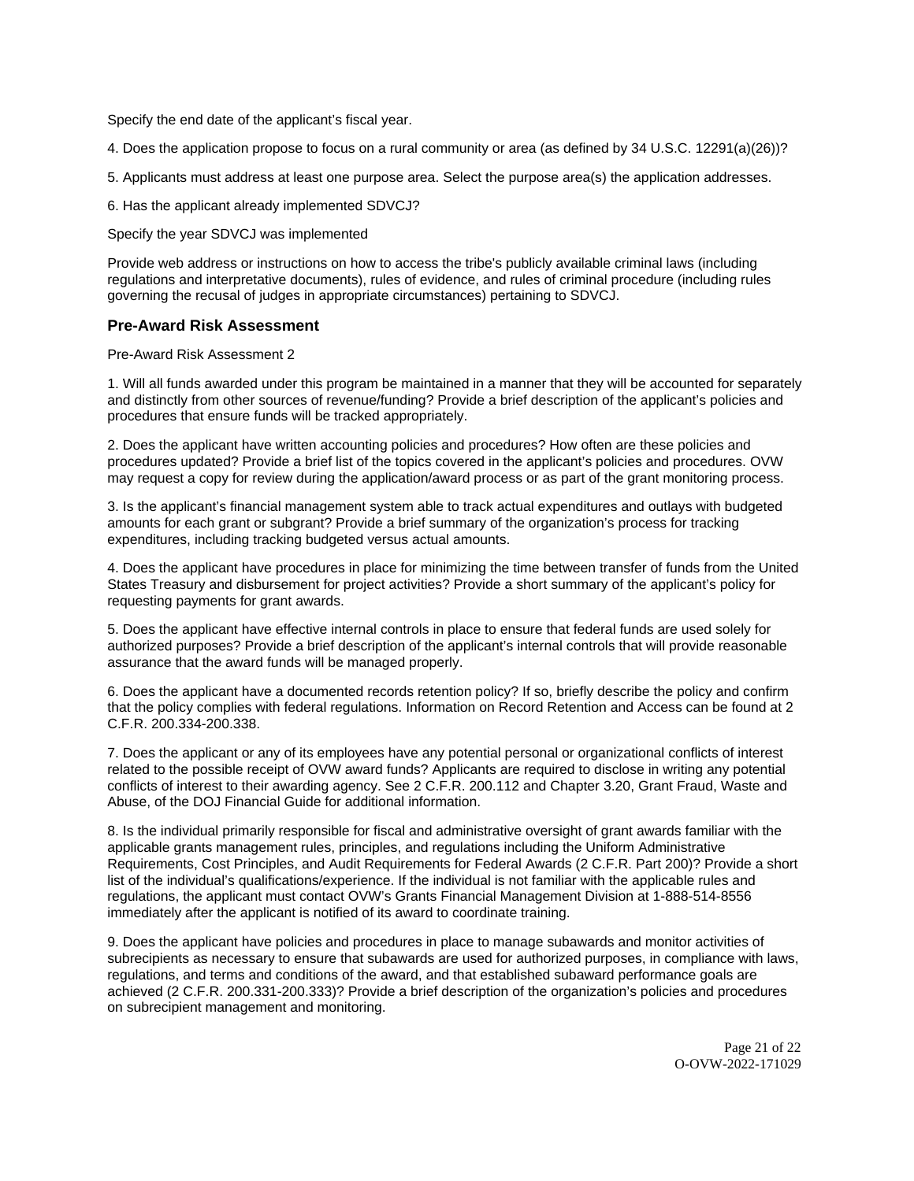Specify the end date of the applicant's fiscal year.

4. Does the application propose to focus on a rural community or area (as defined by 34 U.S.C. 12291(a)(26))?

5. Applicants must address at least one purpose area. Select the purpose area(s) the application addresses.

6. Has the applicant already implemented SDVCJ?

Specify the year SDVCJ was implemented

Provide web address or instructions on how to access the tribe's publicly available criminal laws (including regulations and interpretative documents), rules of evidence, and rules of criminal procedure (including rules governing the recusal of judges in appropriate circumstances) pertaining to SDVCJ.

### Pre-Award Risk Assessment

Pre-Award Risk Assessment 2

1. Will all funds awarded under this program be maintained in a manner that they will be accounted for separately and distinctly from other sources of revenue/funding? Provide a brief description of the applicant's policies and procedures that ensure funds will be tracked appropriately.

2. Does the applicant have written accounting policies and procedures? How often are these policies and procedures updated? Provide a brief list of the topics covered in the applicant's policies and procedures. OVW may request a copy for review during the application/award process or as part of the grant monitoring process.

3. Is the applicant's financial management system able to track actual expenditures and outlays with budgeted amounts for each grant or subgrant? Provide a brief summary of the organization's process for tracking expenditures, including tracking budgeted versus actual amounts.

4. Does the applicant have procedures in place for minimizing the time between transfer of funds from the United States Treasury and disbursement for project activities? Provide a short summary of the applicant's policy for requesting payments for grant awards.

5. Does the applicant have effective internal controls in place to ensure that federal funds are used solely for authorized purposes? Provide a brief description of the applicant's internal controls that will provide reasonable assurance that the award funds will be managed properly.

6. Does the applicant have a documented records retention policy? If so, briefly describe the policy and confirm that the policy complies with federal regulations. Information on Record Retention and Access can be found at 2 C.F.R. 200.334-200.338.

7. Does the applicant or any of its employees have any potential personal or organizational conflicts of interest related to the possible receipt of OVW award funds? Applicants are required to disclose in writing any potential conflicts of interest to their awarding agency. See 2 C.F.R. 200.112 and Chapter 3.20, Grant Fraud, Waste and Abuse, of the DOJ Financial Guide for additional information.

8. Is the individual primarily responsible for fiscal and administrative oversight of grant awards familiar with the applicable grants management rules, principles, and regulations including the Uniform Administrative Requirements, Cost Principles, and Audit Requirements for Federal Awards (2 C.F.R. Part 200)? Provide a short list of the individual's qualifications/experience. If the individual is not familiar with the applicable rules and regulations, the applicant must contact OVW's Grants Financial Management Division at 1-888-514-8556 immediately after the applicant is notified of its award to coordinate training.

9. Does the applicant have policies and procedures in place to manage subawards and monitor activities of subrecipients as necessary to ensure that subawards are used for authorized purposes, in compliance with laws, regulations, and terms and conditions of the award, and that established subaward performance goals are achieved (2 C.F.R. 200.331-200.333)? Provide a brief description of the organization's policies and procedures on subrecipient management and monitoring.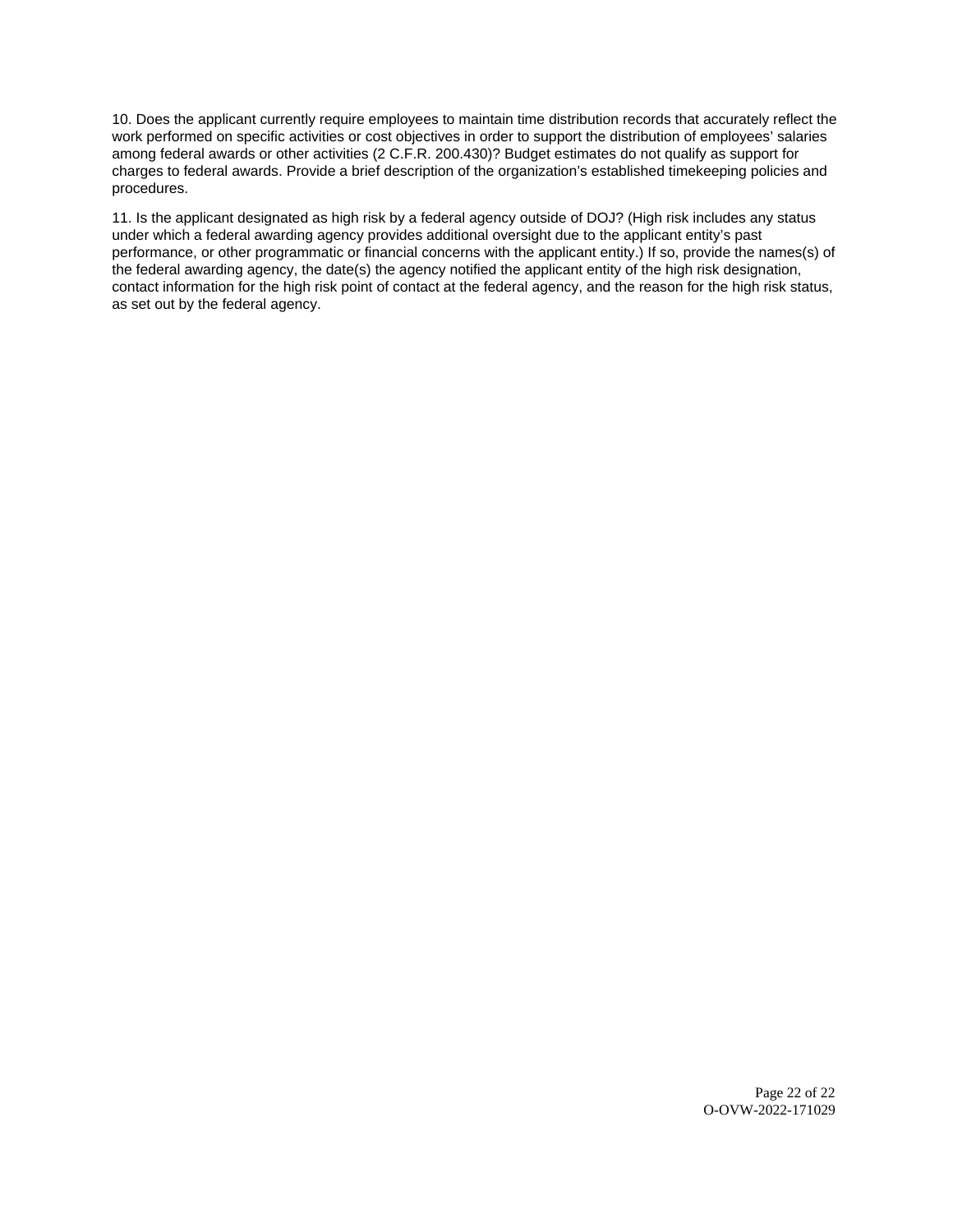10. Does the applicant currently require employees to maintain time distribution records that accurately reflect the work performed on specific activities or cost objectives in order to support the distribution of employees' salaries among federal awards or other activities (2 C.F.R. 200.430)? Budget estimates do not qualify as support for charges to federal awards. Provide a brief description of the organization's established timekeeping policies and procedures.

11. Is the applicant designated as high risk by a federal agency outside of DOJ? (High risk includes any status under which a federal awarding agency provides additional oversight due to the applicant entity's past performance, or other programmatic or financial concerns with the applicant entity.) If so, provide the names(s) of the federal awarding agency, the date(s) the agency notified the applicant entity of the high risk designation, contact information for the high risk point of contact at the federal agency, and the reason for the high risk status, as set out by the federal agency.